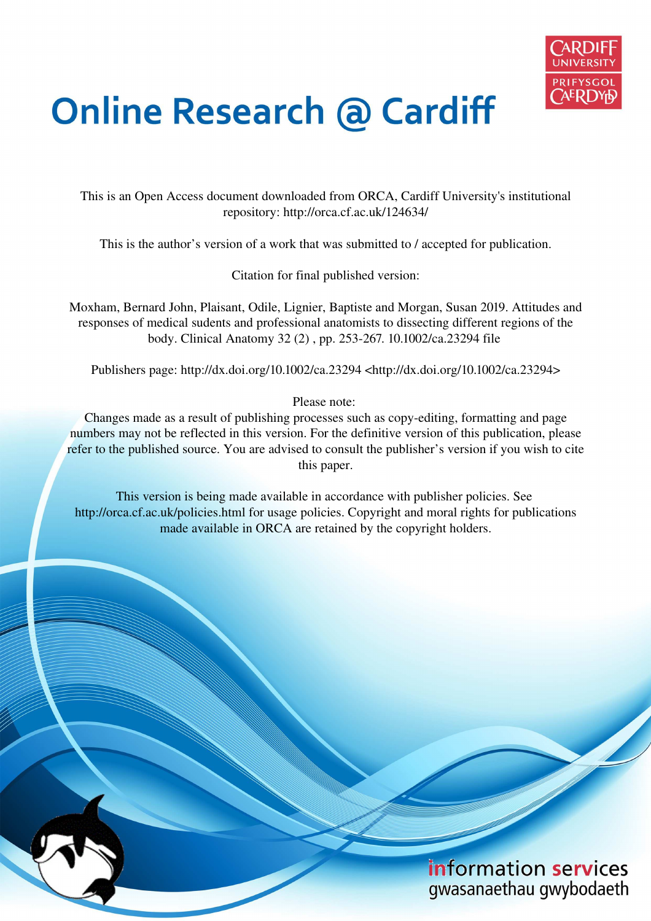# Online Research @ Cardiff

This is an Open Access document downloaded from ORCA, Cardiff University's institutional repository: http://orca.cf.ac.uk/124634/

This is the author's version of a work that was submitted to / accepted for publication.

Citation for final published version:

Moxham, Bernard John, Plaisant, Odile, Lignier, Baptiste and Morgan, Susan 2019. Attitudes and responses of medical sudents and professional anatomists to dissecting different regions of the body. Clinical Anatomy 32 (2) , pp. 253-267. 10.1002/ca.23294 file

Publishers page: http://dx.doi.org/10.1002/ca.23294 <http://dx.doi.org/10.1002/ca.23294>

Please note:
Changes made as a result of publishing processes such as copy-editing, formatting and page numbers may not be reflected in this version. For the definitive version of this publication, please refer to the published source. You are advised to consult the publisher's version if you wish to cite this paper.

This version is being made available in accordance with publisher policies. See http://orca.cf.ac.uk/policies.html for usage policies. Copyright and moral rights for publications made available in ORCA are retained by the copyright holders.

information services
gwasanaethau gwybodaeth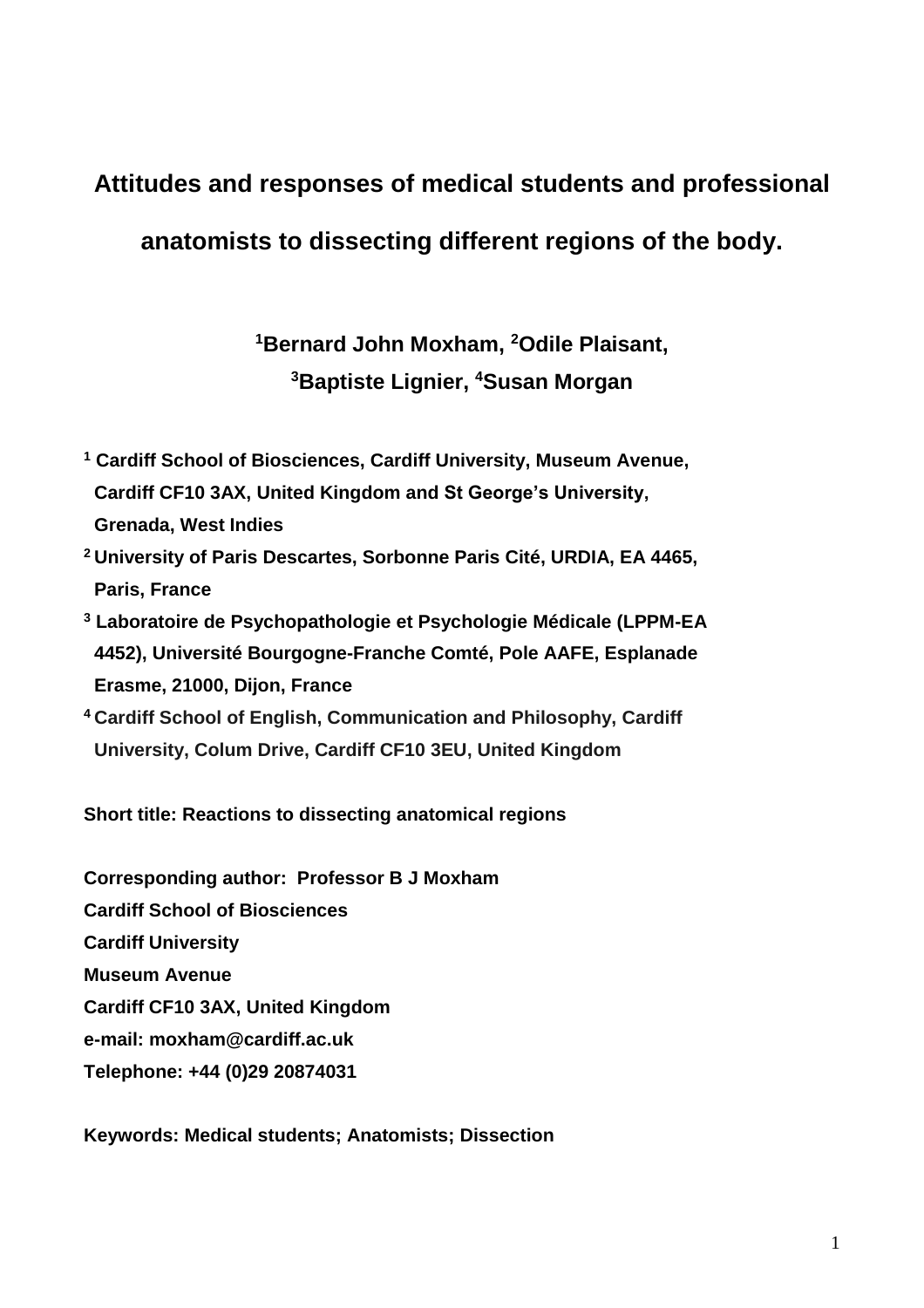# Attitudes and responses of medical students and professional anatomists to dissecting different regions of the body.

**[1]Bernard John Moxham, [2]Odile Plaisant,**
**[3]Baptiste Lignier, [4]Susan Morgan**

[1] **Cardiff School of Biosciences, Cardiff University, Museum Avenue, Cardiff CF10 3AX, United Kingdom and St George's University, Grenada, West Indies**

[2] **University of Paris Descartes, Sorbonne Paris Cité, URDIA, EA 4465, Paris, France**

[3] **Laboratoire de Psychopathologie et Psychologie Médicale (LPPM-EA 4452), Université Bourgogne-Franche Comté, Pole AAFE, Esplanade Erasme, 21000, Dijon, France**

[4] **Cardiff School of English, Communication and Philosophy, Cardiff University, Colum Drive, Cardiff CF10 3EU, United Kingdom**

**Short title: Reactions to dissecting anatomical regions**

**Corresponding author: Professor B J Moxham**
**Cardiff School of Biosciences**
**Cardiff University**
**Museum Avenue**
**Cardiff CF10 3AX, United Kingdom**
**e-mail: moxham@cardiff.ac.uk**
**Telephone: +44 (0)29 20874031**

**Keywords: Medical students; Anatomists; Dissection**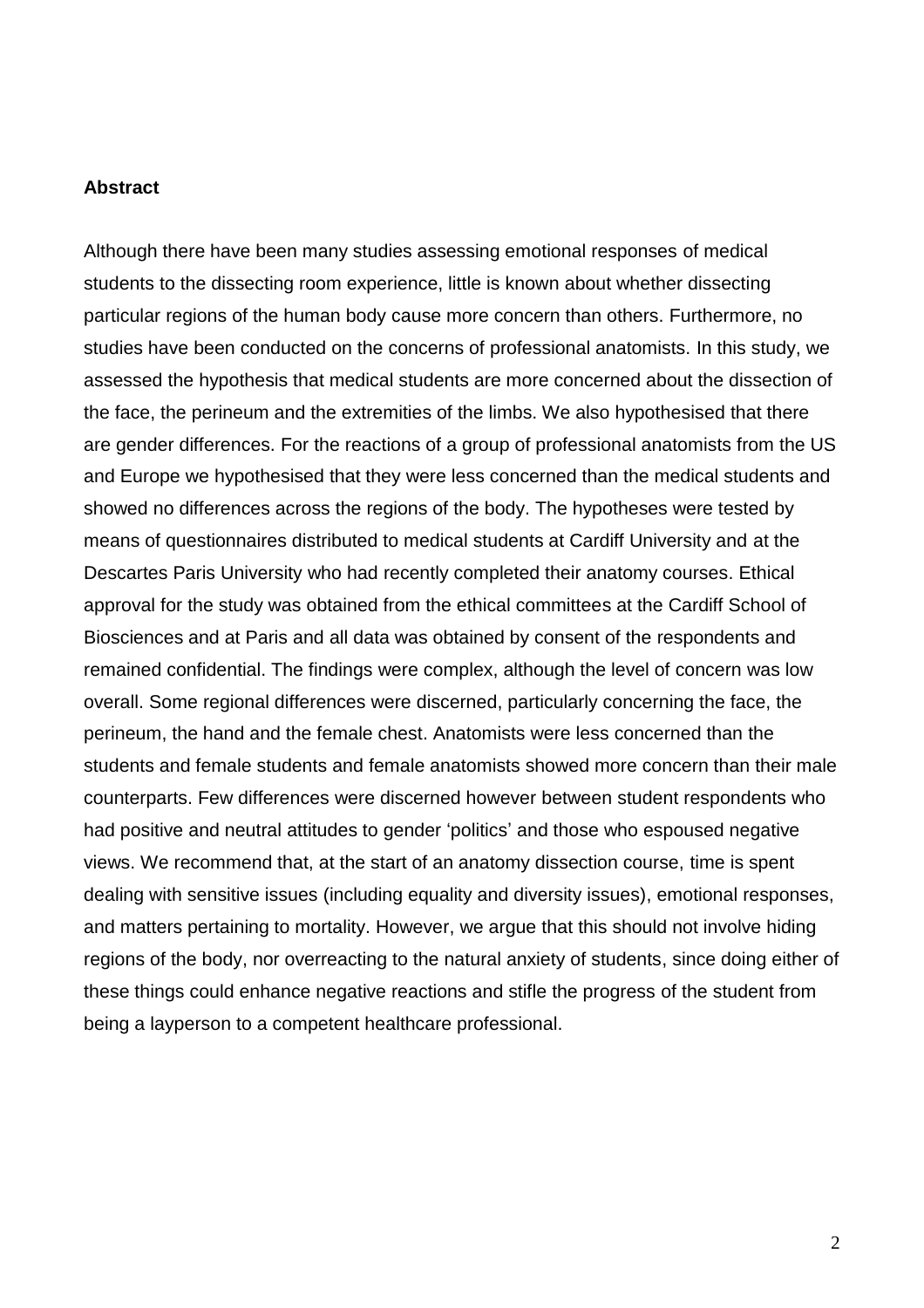## Abstract

Although there have been many studies assessing emotional responses of medical students to the dissecting room experience, little is known about whether dissecting particular regions of the human body cause more concern than others. Furthermore, no studies have been conducted on the concerns of professional anatomists. In this study, we assessed the hypothesis that medical students are more concerned about the dissection of the face, the perineum and the extremities of the limbs. We also hypothesised that there are gender differences. For the reactions of a group of professional anatomists from the US and Europe we hypothesised that they were less concerned than the medical students and showed no differences across the regions of the body. The hypotheses were tested by means of questionnaires distributed to medical students at Cardiff University and at the Descartes Paris University who had recently completed their anatomy courses. Ethical approval for the study was obtained from the ethical committees at the Cardiff School of Biosciences and at Paris and all data was obtained by consent of the respondents and remained confidential. The findings were complex, although the level of concern was low overall. Some regional differences were discerned, particularly concerning the face, the perineum, the hand and the female chest. Anatomists were less concerned than the students and female students and female anatomists showed more concern than their male counterparts. Few differences were discerned however between student respondents who had positive and neutral attitudes to gender 'politics' and those who espoused negative views. We recommend that, at the start of an anatomy dissection course, time is spent dealing with sensitive issues (including equality and diversity issues), emotional responses, and matters pertaining to mortality. However, we argue that this should not involve hiding regions of the body, nor overreacting to the natural anxiety of students, since doing either of these things could enhance negative reactions and stifle the progress of the student from being a layperson to a competent healthcare professional.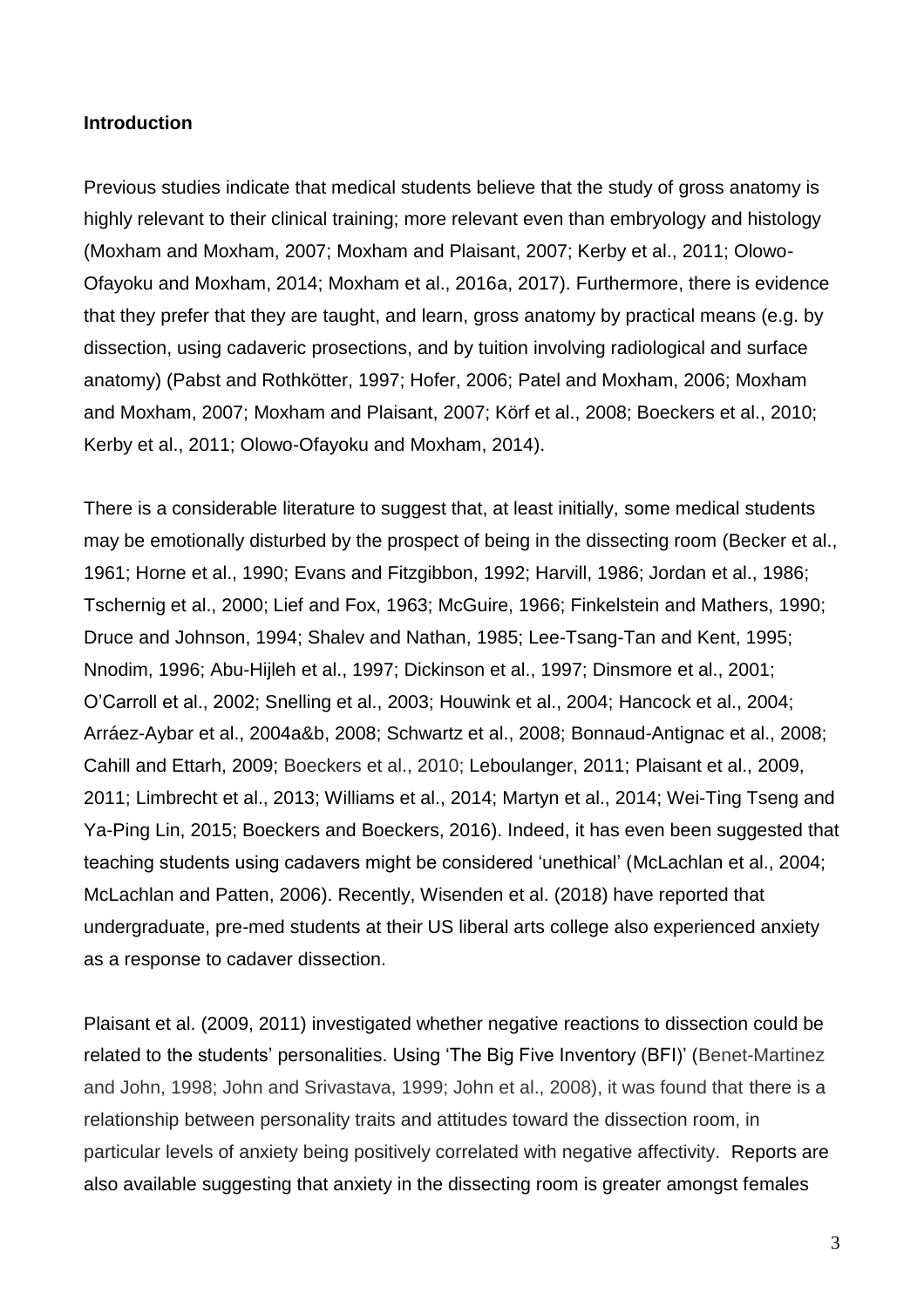**Introduction**

Previous studies indicate that medical students believe that the study of gross anatomy is highly relevant to their clinical training; more relevant even than embryology and histology (Moxham and Moxham, 2007; Moxham and Plaisant, 2007; Kerby et al., 2011; Olowo-Ofayoku and Moxham, 2014; Moxham et al., 2016a, 2017). Furthermore, there is evidence that they prefer that they are taught, and learn, gross anatomy by practical means (e.g. by dissection, using cadaveric prosections, and by tuition involving radiological and surface anatomy) (Pabst and Rothkötter, 1997; Hofer, 2006; Patel and Moxham, 2006; Moxham and Moxham, 2007; Moxham and Plaisant, 2007; Körf et al., 2008; Boeckers et al., 2010; Kerby et al., 2011; Olowo-Ofayoku and Moxham, 2014).

There is a considerable literature to suggest that, at least initially, some medical students may be emotionally disturbed by the prospect of being in the dissecting room (Becker et al., 1961; Horne et al., 1990; Evans and Fitzgibbon, 1992; Harvill, 1986; Jordan et al., 1986; Tschernig et al., 2000; Lief and Fox, 1963; McGuire, 1966; Finkelstein and Mathers, 1990; Druce and Johnson, 1994; Shalev and Nathan, 1985; Lee-Tsang-Tan and Kent, 1995; Nnodim, 1996; Abu-Hijleh et al., 1997; Dickinson et al., 1997; Dinsmore et al., 2001; O'Carroll et al., 2002; Snelling et al., 2003; Houwink et al., 2004; Hancock et al., 2004; Arráez-Aybar et al., 2004a&b, 2008; Schwartz et al., 2008; Bonnaud-Antignac et al., 2008; Cahill and Ettarh, 2009; Boeckers et al., 2010; Leboulanger, 2011; Plaisant et al., 2009, 2011; Limbrecht et al., 2013; Williams et al., 2014; Martyn et al., 2014; Wei-Ting Tseng and Ya-Ping Lin, 2015; Boeckers and Boeckers, 2016). Indeed, it has even been suggested that teaching students using cadavers might be considered 'unethical' (McLachlan et al., 2004; McLachlan and Patten, 2006). Recently, Wisenden et al. (2018) have reported that undergraduate, pre-med students at their US liberal arts college also experienced anxiety as a response to cadaver dissection.

Plaisant et al. (2009, 2011) investigated whether negative reactions to dissection could be related to the students' personalities. Using 'The Big Five Inventory (BFI)' (Benet-Martinez and John, 1998; John and Srivastava, 1999; John et al., 2008), it was found that there is a relationship between personality traits and attitudes toward the dissection room, in particular levels of anxiety being positively correlated with negative affectivity. Reports are also available suggesting that anxiety in the dissecting room is greater amongst females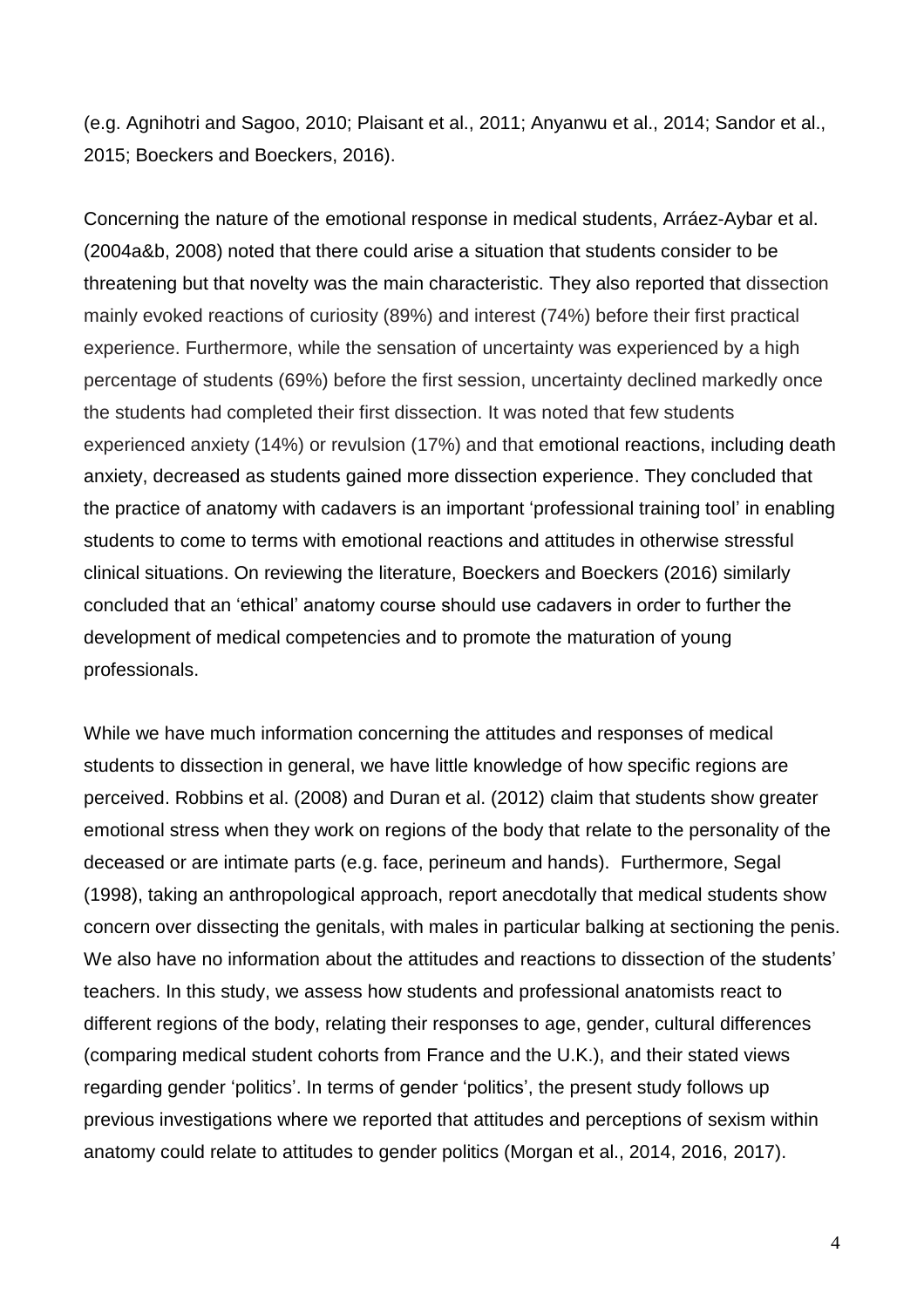(e.g. Agnihotri and Sagoo, 2010; Plaisant et al., 2011; Anyanwu et al., 2014; Sandor et al., 2015; Boeckers and Boeckers, 2016).

Concerning the nature of the emotional response in medical students, Arráez-Aybar et al. (2004a&b, 2008) noted that there could arise a situation that students consider to be threatening but that novelty was the main characteristic. They also reported that dissection mainly evoked reactions of curiosity (89%) and interest (74%) before their first practical experience. Furthermore, while the sensation of uncertainty was experienced by a high percentage of students (69%) before the first session, uncertainty declined markedly once the students had completed their first dissection. It was noted that few students experienced anxiety (14%) or revulsion (17%) and that emotional reactions, including death anxiety, decreased as students gained more dissection experience. They concluded that the practice of anatomy with cadavers is an important 'professional training tool' in enabling students to come to terms with emotional reactions and attitudes in otherwise stressful clinical situations. On reviewing the literature, Boeckers and Boeckers (2016) similarly concluded that an 'ethical' anatomy course should use cadavers in order to further the development of medical competencies and to promote the maturation of young professionals.

While we have much information concerning the attitudes and responses of medical students to dissection in general, we have little knowledge of how specific regions are perceived. Robbins et al. (2008) and Duran et al. (2012) claim that students show greater emotional stress when they work on regions of the body that relate to the personality of the deceased or are intimate parts (e.g. face, perineum and hands). Furthermore, Segal (1998), taking an anthropological approach, report anecdotally that medical students show concern over dissecting the genitals, with males in particular balking at sectioning the penis. We also have no information about the attitudes and reactions to dissection of the students' teachers. In this study, we assess how students and professional anatomists react to different regions of the body, relating their responses to age, gender, cultural differences (comparing medical student cohorts from France and the U.K.), and their stated views regarding gender 'politics'. In terms of gender 'politics', the present study follows up previous investigations where we reported that attitudes and perceptions of sexism within anatomy could relate to attitudes to gender politics (Morgan et al., 2014, 2016, 2017).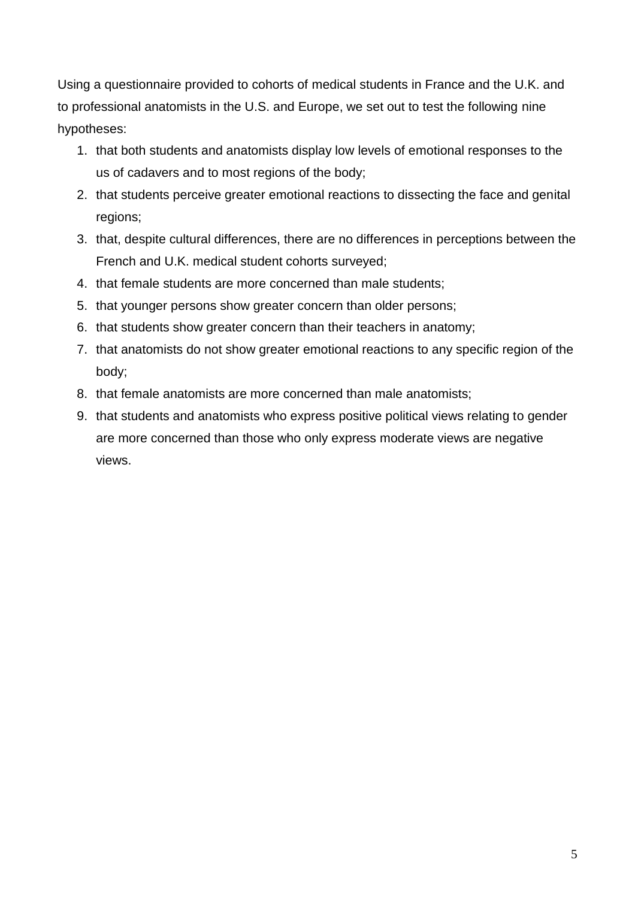Using a questionnaire provided to cohorts of medical students in France and the U.K. and to professional anatomists in the U.S. and Europe, we set out to test the following nine hypotheses:

1. that both students and anatomists display low levels of emotional responses to the us of cadavers and to most regions of the body;
2. that students perceive greater emotional reactions to dissecting the face and genital regions;
3. that, despite cultural differences, there are no differences in perceptions between the French and U.K. medical student cohorts surveyed;
4. that female students are more concerned than male students;
5. that younger persons show greater concern than older persons;
6. that students show greater concern than their teachers in anatomy;
7. that anatomists do not show greater emotional reactions to any specific region of the body;
8. that female anatomists are more concerned than male anatomists;
9. that students and anatomists who express positive political views relating to gender are more concerned than those who only express moderate views are negative views.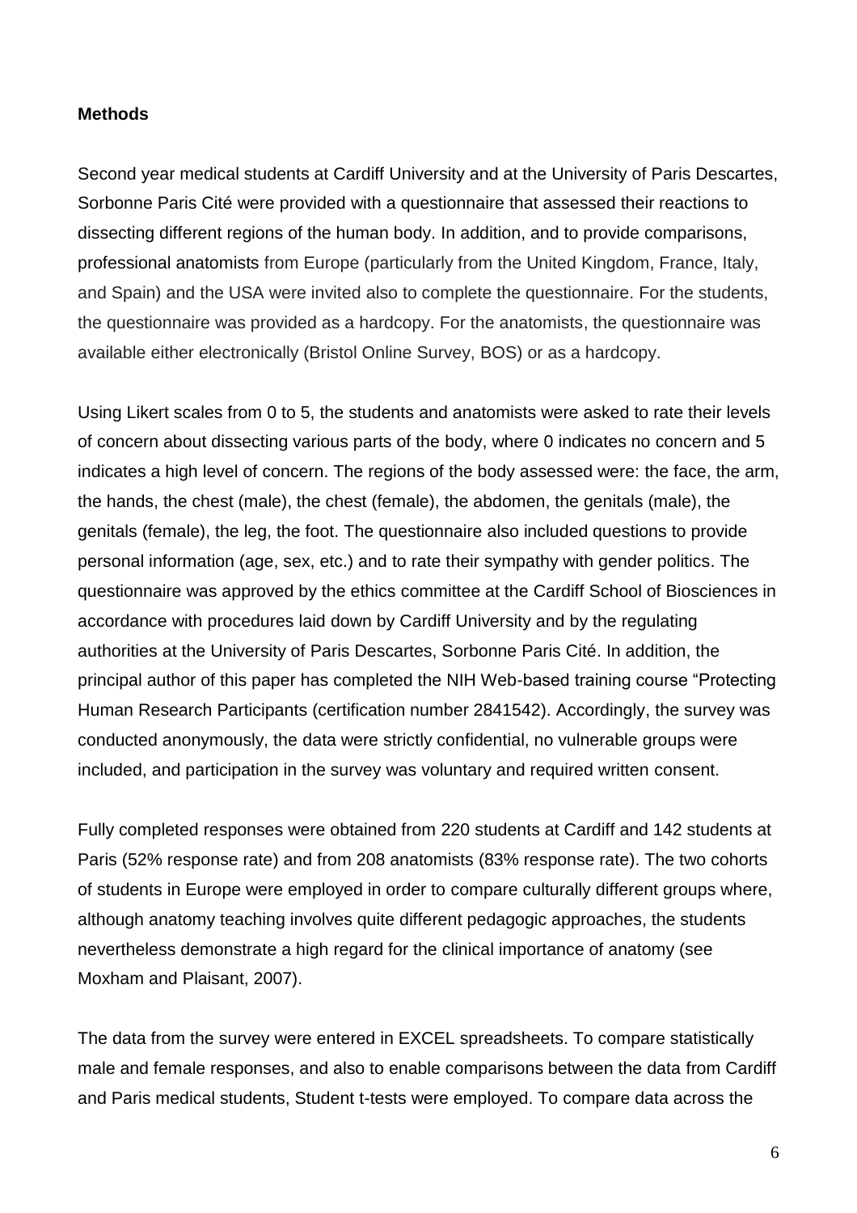**Methods**

Second year medical students at Cardiff University and at the University of Paris Descartes, Sorbonne Paris Cité were provided with a questionnaire that assessed their reactions to dissecting different regions of the human body. In addition, and to provide comparisons, professional anatomists from Europe (particularly from the United Kingdom, France, Italy, and Spain) and the USA were invited also to complete the questionnaire. For the students, the questionnaire was provided as a hardcopy. For the anatomists, the questionnaire was available either electronically (Bristol Online Survey, BOS) or as a hardcopy.

Using Likert scales from 0 to 5, the students and anatomists were asked to rate their levels of concern about dissecting various parts of the body, where 0 indicates no concern and 5 indicates a high level of concern. The regions of the body assessed were: the face, the arm, the hands, the chest (male), the chest (female), the abdomen, the genitals (male), the genitals (female), the leg, the foot. The questionnaire also included questions to provide personal information (age, sex, etc.) and to rate their sympathy with gender politics. The questionnaire was approved by the ethics committee at the Cardiff School of Biosciences in accordance with procedures laid down by Cardiff University and by the regulating authorities at the University of Paris Descartes, Sorbonne Paris Cité. In addition, the principal author of this paper has completed the NIH Web-based training course "Protecting Human Research Participants (certification number 2841542). Accordingly, the survey was conducted anonymously, the data were strictly confidential, no vulnerable groups were included, and participation in the survey was voluntary and required written consent.

Fully completed responses were obtained from 220 students at Cardiff and 142 students at Paris (52% response rate) and from 208 anatomists (83% response rate). The two cohorts of students in Europe were employed in order to compare culturally different groups where, although anatomy teaching involves quite different pedagogic approaches, the students nevertheless demonstrate a high regard for the clinical importance of anatomy (see Moxham and Plaisant, 2007).

The data from the survey were entered in EXCEL spreadsheets. To compare statistically male and female responses, and also to enable comparisons between the data from Cardiff and Paris medical students, Student t-tests were employed. To compare data across the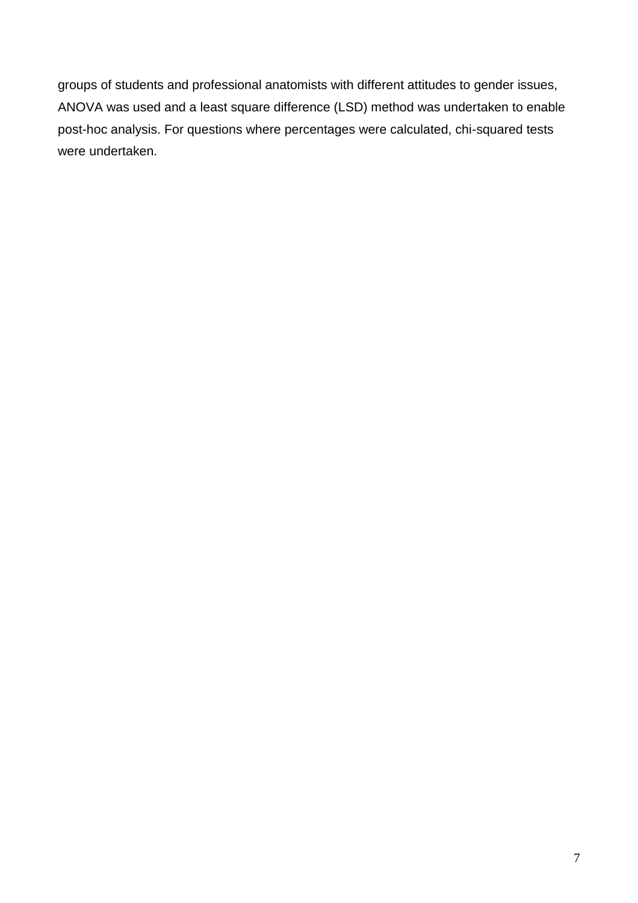groups of students and professional anatomists with different attitudes to gender issues, ANOVA was used and a least square difference (LSD) method was undertaken to enable post-hoc analysis. For questions where percentages were calculated, chi-squared tests were undertaken.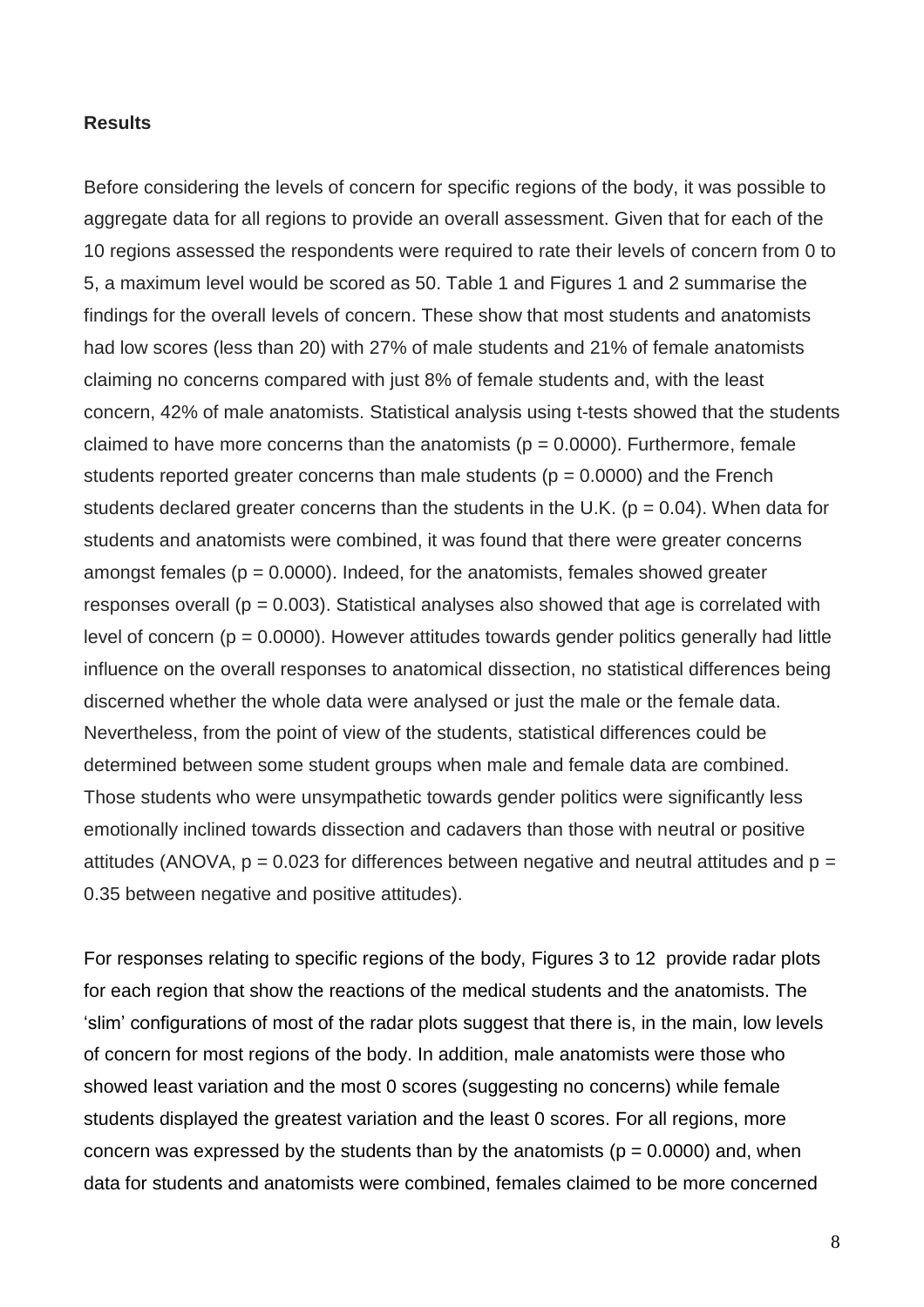**Results**

Before considering the levels of concern for specific regions of the body, it was possible to aggregate data for all regions to provide an overall assessment. Given that for each of the 10 regions assessed the respondents were required to rate their levels of concern from 0 to 5, a maximum level would be scored as 50. Table 1 and Figures 1 and 2 summarise the findings for the overall levels of concern. These show that most students and anatomists had low scores (less than 20) with 27% of male students and 21% of female anatomists claiming no concerns compared with just 8% of female students and, with the least concern, 42% of male anatomists. Statistical analysis using t-tests showed that the students claimed to have more concerns than the anatomists ($p = 0.0000$). Furthermore, female students reported greater concerns than male students ($p = 0.0000$) and the French students declared greater concerns than the students in the U.K. ($p = 0.04$). When data for students and anatomists were combined, it was found that there were greater concerns amongst females ($p = 0.0000$). Indeed, for the anatomists, females showed greater responses overall ($p = 0.003$). Statistical analyses also showed that age is correlated with level of concern ($p = 0.0000$). However attitudes towards gender politics generally had little influence on the overall responses to anatomical dissection, no statistical differences being discerned whether the whole data were analysed or just the male or the female data. Nevertheless, from the point of view of the students, statistical differences could be determined between some student groups when male and female data are combined. Those students who were unsympathetic towards gender politics were significantly less emotionally inclined towards dissection and cadavers than those with neutral or positive attitudes (ANOVA, $p = 0.023$ for differences between negative and neutral attitudes and $p = 0.35$ between negative and positive attitudes).

For responses relating to specific regions of the body, Figures 3 to 12 provide radar plots for each region that show the reactions of the medical students and the anatomists. The 'slim' configurations of most of the radar plots suggest that there is, in the main, low levels of concern for most regions of the body. In addition, male anatomists were those who showed least variation and the most 0 scores (suggesting no concerns) while female students displayed the greatest variation and the least 0 scores. For all regions, more concern was expressed by the students than by the anatomists ($p = 0.0000$) and, when data for students and anatomists were combined, females claimed to be more concerned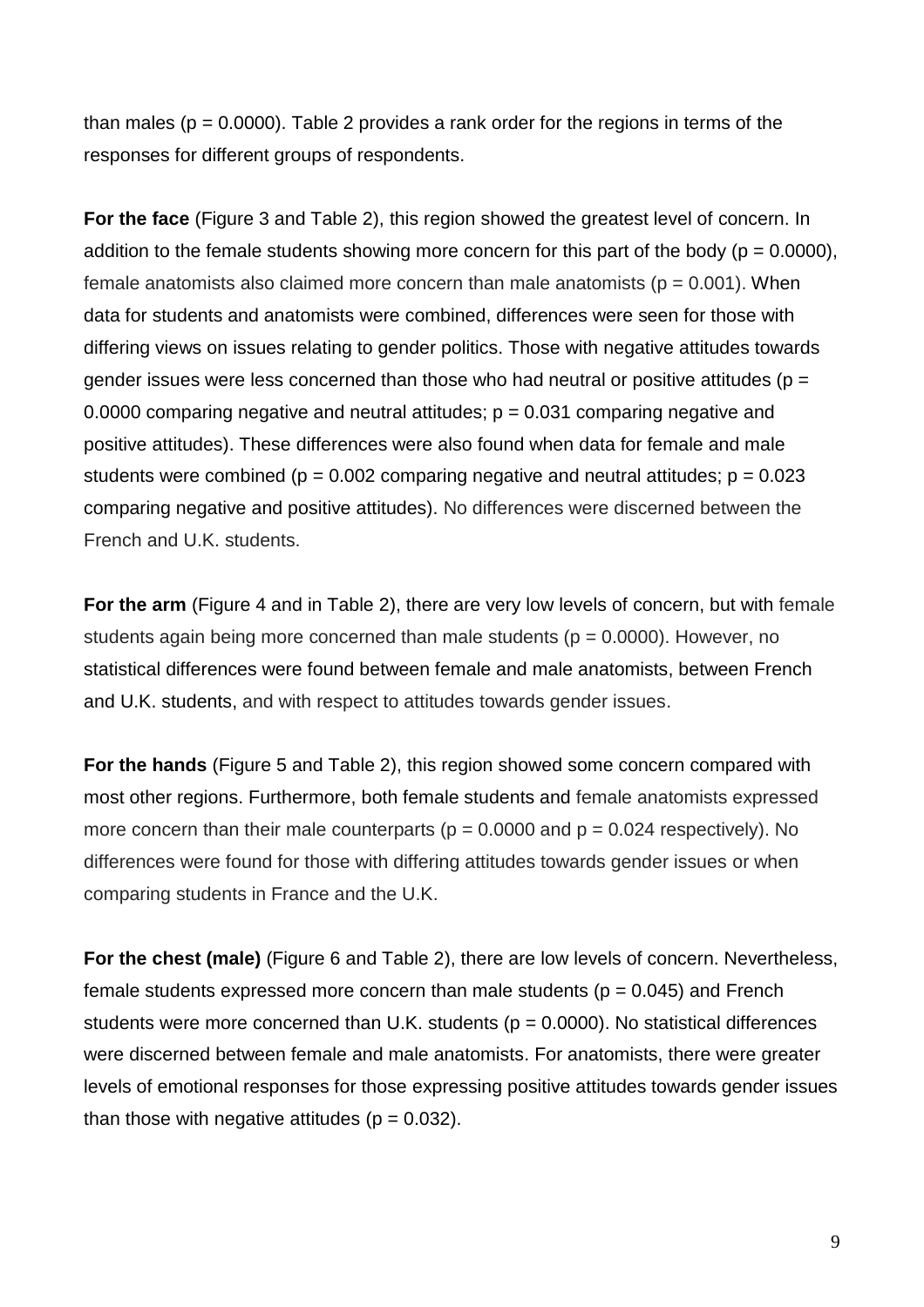than males ($p = 0.0000$). Table 2 provides a rank order for the regions in terms of the responses for different groups of respondents.

**For the face** (Figure 3 and Table 2), this region showed the greatest level of concern. In addition to the female students showing more concern for this part of the body ($p = 0.0000$), female anatomists also claimed more concern than male anatomists ($p = 0.001$). When data for students and anatomists were combined, differences were seen for those with differing views on issues relating to gender politics. Those with negative attitudes towards gender issues were less concerned than those who had neutral or positive attitudes ($p = 0.0000$ comparing negative and neutral attitudes; $p = 0.031$ comparing negative and positive attitudes). These differences were also found when data for female and male students were combined ($p = 0.002$ comparing negative and neutral attitudes; $p = 0.023$ comparing negative and positive attitudes). No differences were discerned between the French and U.K. students.

**For the arm** (Figure 4 and in Table 2), there are very low levels of concern, but with female students again being more concerned than male students ($p = 0.0000$). However, no statistical differences were found between female and male anatomists, between French and U.K. students, and with respect to attitudes towards gender issues.

**For the hands** (Figure 5 and Table 2), this region showed some concern compared with most other regions. Furthermore, both female students and female anatomists expressed more concern than their male counterparts ($p = 0.0000$ and $p = 0.024$ respectively). No differences were found for those with differing attitudes towards gender issues or when comparing students in France and the U.K.

**For the chest (male)** (Figure 6 and Table 2), there are low levels of concern. Nevertheless, female students expressed more concern than male students ($p = 0.045$) and French students were more concerned than U.K. students ($p = 0.0000$). No statistical differences were discerned between female and male anatomists. For anatomists, there were greater levels of emotional responses for those expressing positive attitudes towards gender issues than those with negative attitudes ($p = 0.032$).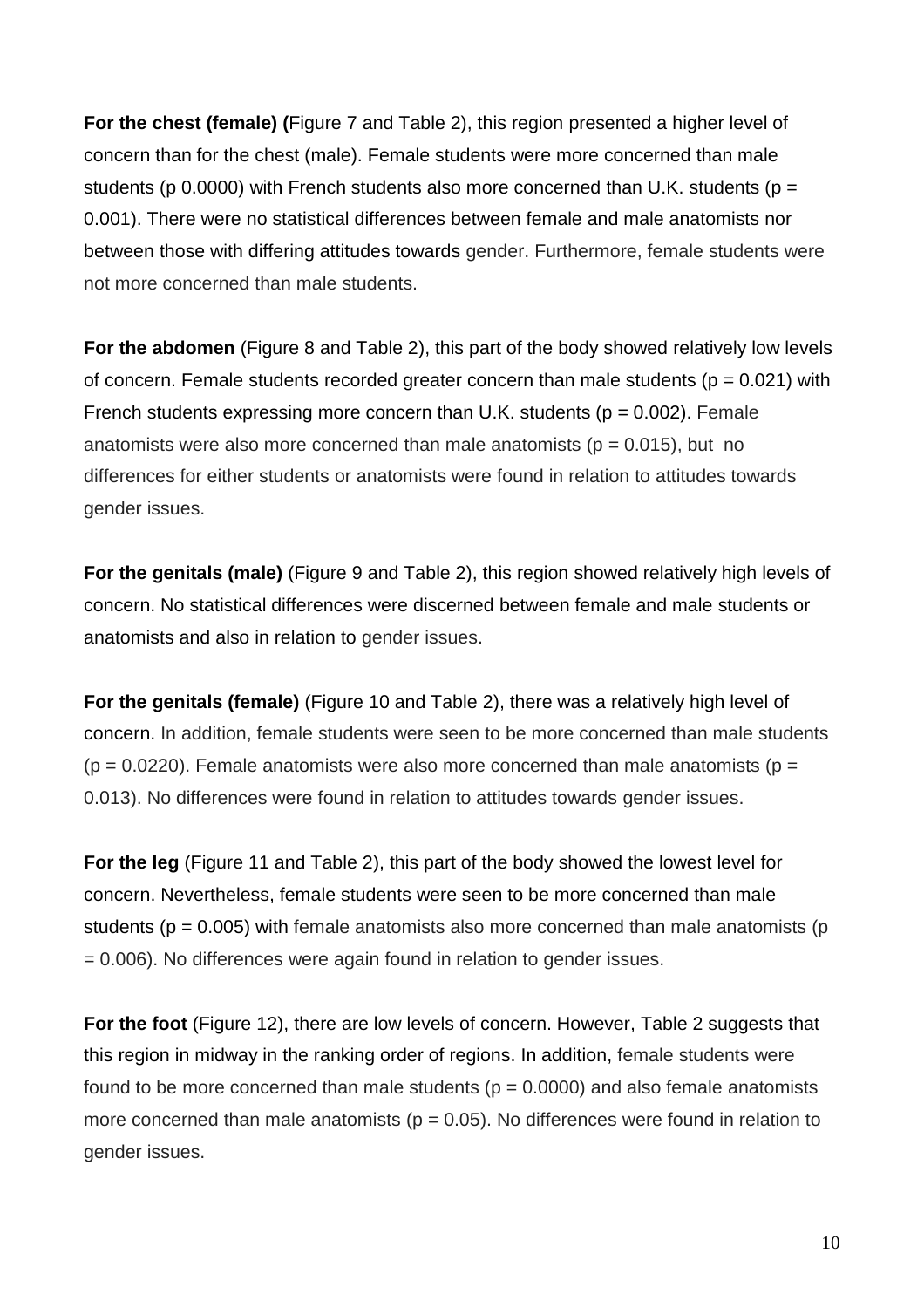**For the chest (female) (**Figure 7 and Table 2), this region presented a higher level of concern than for the chest (male). Female students were more concerned than male students (p 0.0000) with French students also more concerned than U.K. students ($p = 0.001$). There were no statistical differences between female and male anatomists nor between those with differing attitudes towards gender. Furthermore, female students were not more concerned than male students.

**For the abdomen** (Figure 8 and Table 2), this part of the body showed relatively low levels of concern. Female students recorded greater concern than male students ($p = 0.021$) with French students expressing more concern than U.K. students ($p = 0.002$). Female anatomists were also more concerned than male anatomists ($p = 0.015$), but no differences for either students or anatomists were found in relation to attitudes towards gender issues.

**For the genitals (male)** (Figure 9 and Table 2), this region showed relatively high levels of concern. No statistical differences were discerned between female and male students or anatomists and also in relation to gender issues.

**For the genitals (female)** (Figure 10 and Table 2), there was a relatively high level of concern. In addition, female students were seen to be more concerned than male students ($p = 0.0220$). Female anatomists were also more concerned than male anatomists ($p = 0.013$). No differences were found in relation to attitudes towards gender issues.

**For the leg** (Figure 11 and Table 2), this part of the body showed the lowest level for concern. Nevertheless, female students were seen to be more concerned than male students ($p = 0.005$) with female anatomists also more concerned than male anatomists ($p = 0.006$). No differences were again found in relation to gender issues.

**For the foot** (Figure 12), there are low levels of concern. However, Table 2 suggests that this region in midway in the ranking order of regions. In addition, female students were found to be more concerned than male students ($p = 0.0000$) and also female anatomists more concerned than male anatomists ($p = 0.05$). No differences were found in relation to gender issues.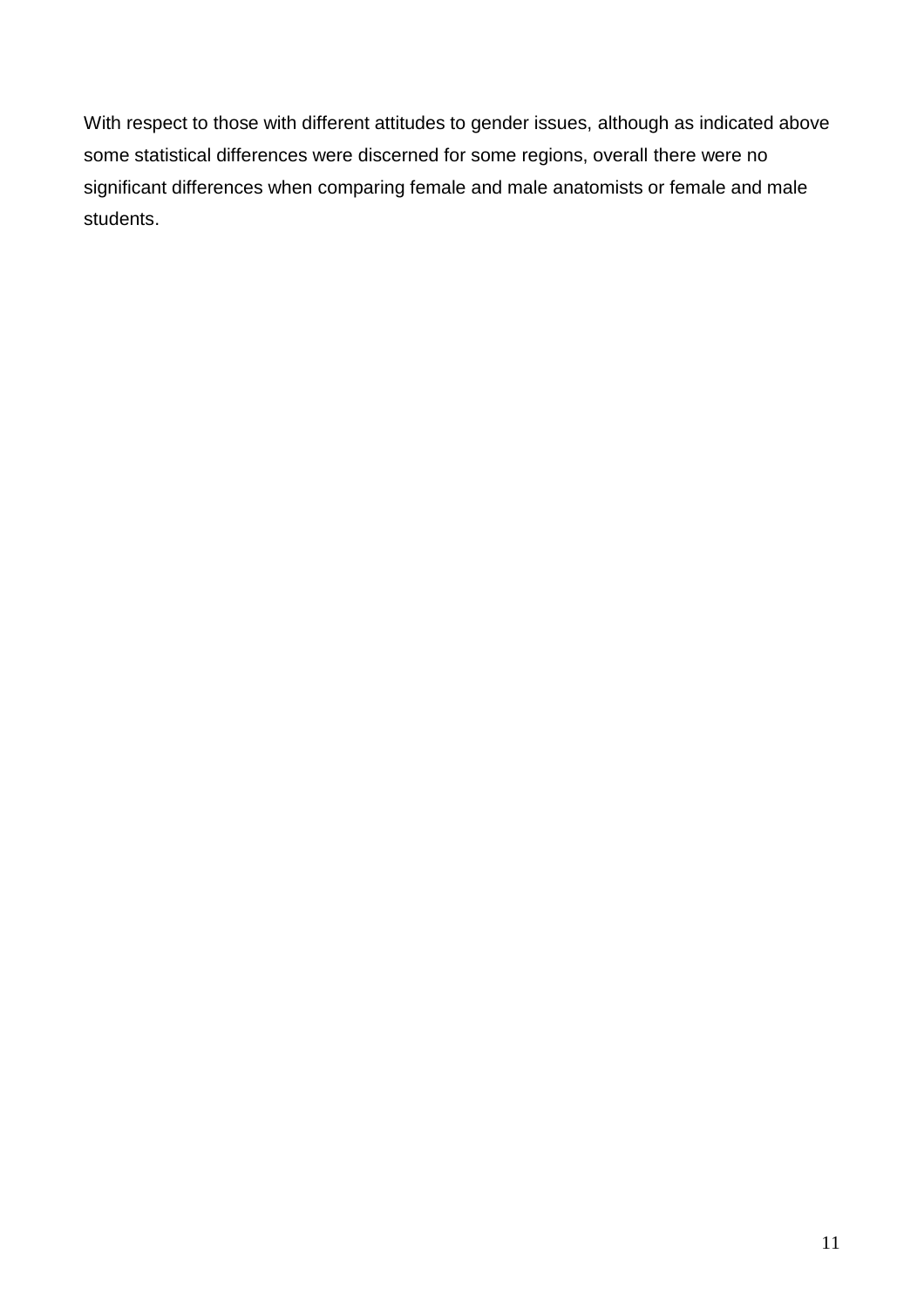With respect to those with different attitudes to gender issues, although as indicated above some statistical differences were discerned for some regions, overall there were no significant differences when comparing female and male anatomists or female and male students.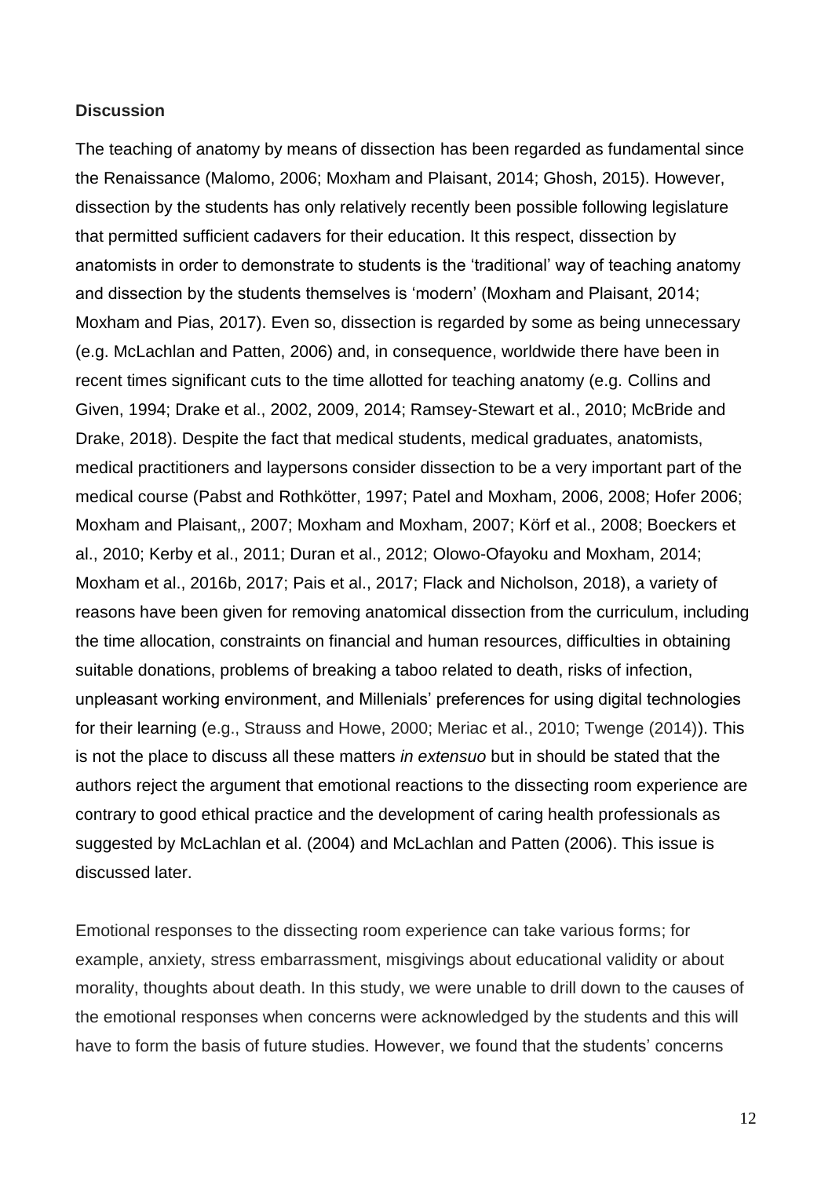**Discussion**

The teaching of anatomy by means of dissection has been regarded as fundamental since the Renaissance (Malomo, 2006; Moxham and Plaisant, 2014; Ghosh, 2015). However, dissection by the students has only relatively recently been possible following legislature that permitted sufficient cadavers for their education. It this respect, dissection by anatomists in order to demonstrate to students is the 'traditional' way of teaching anatomy and dissection by the students themselves is 'modern' (Moxham and Plaisant, 2014; Moxham and Pias, 2017). Even so, dissection is regarded by some as being unnecessary (e.g. McLachlan and Patten, 2006) and, in consequence, worldwide there have been in recent times significant cuts to the time allotted for teaching anatomy (e.g. Collins and Given, 1994; Drake et al., 2002, 2009, 2014; Ramsey-Stewart et al., 2010; McBride and Drake, 2018). Despite the fact that medical students, medical graduates, anatomists, medical practitioners and laypersons consider dissection to be a very important part of the medical course (Pabst and Rothkötter, 1997; Patel and Moxham, 2006, 2008; Hofer 2006; Moxham and Plaisant,, 2007; Moxham and Moxham, 2007; Körf et al., 2008; Boeckers et al., 2010; Kerby et al., 2011; Duran et al., 2012; Olowo-Ofayoku and Moxham, 2014; Moxham et al., 2016b, 2017; Pais et al., 2017; Flack and Nicholson, 2018), a variety of reasons have been given for removing anatomical dissection from the curriculum, including the time allocation, constraints on financial and human resources, difficulties in obtaining suitable donations, problems of breaking a taboo related to death, risks of infection, unpleasant working environment, and Millenials' preferences for using digital technologies for their learning (e.g., Strauss and Howe, 2000; Meriac et al., 2010; Twenge (2014)). This is not the place to discuss all these matters *in extensuo* but in should be stated that the authors reject the argument that emotional reactions to the dissecting room experience are contrary to good ethical practice and the development of caring health professionals as suggested by McLachlan et al. (2004) and McLachlan and Patten (2006). This issue is discussed later.

Emotional responses to the dissecting room experience can take various forms; for example, anxiety, stress embarrassment, misgivings about educational validity or about morality, thoughts about death. In this study, we were unable to drill down to the causes of the emotional responses when concerns were acknowledged by the students and this will have to form the basis of future studies. However, we found that the students' concerns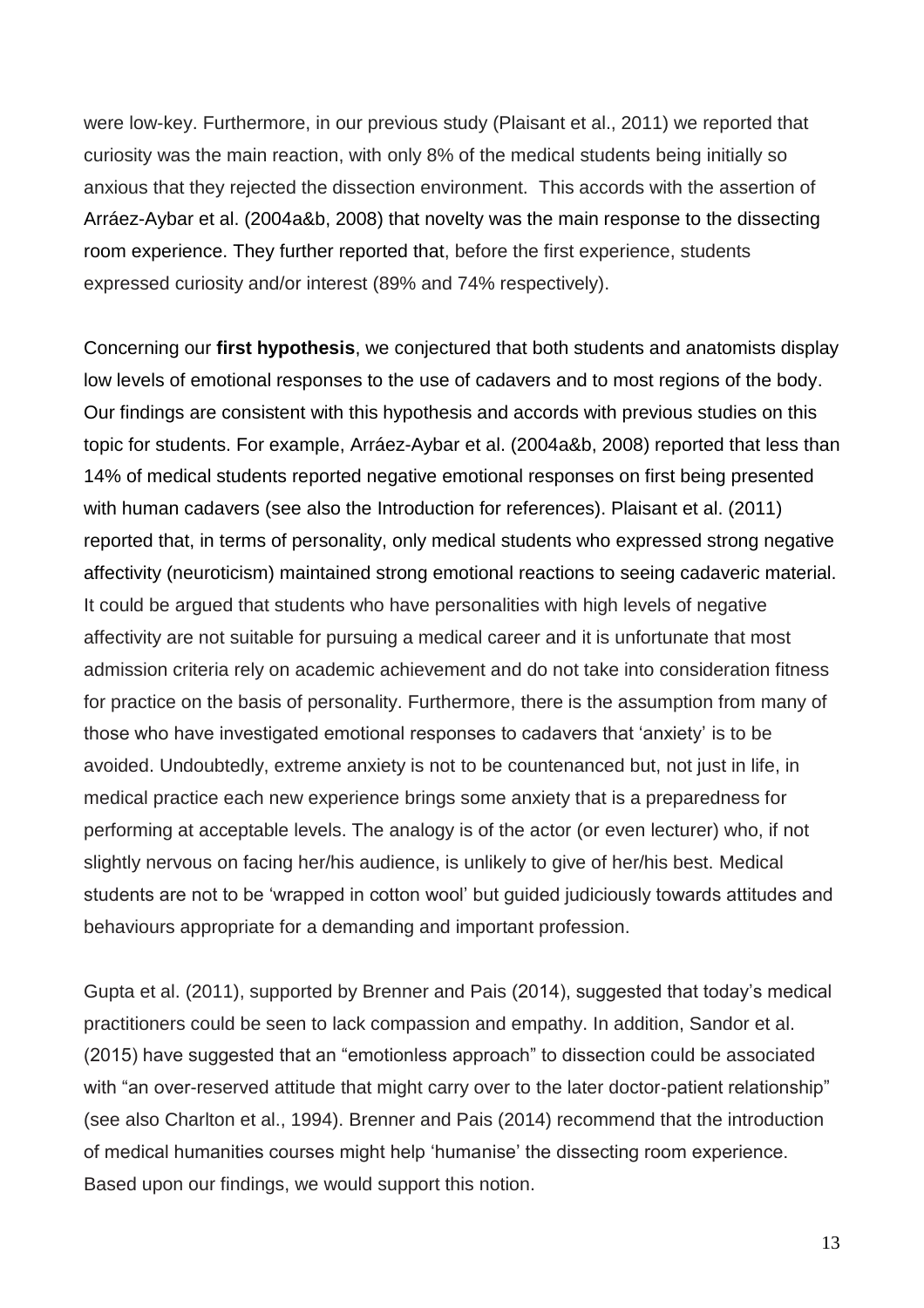were low-key. Furthermore, in our previous study (Plaisant et al., 2011) we reported that curiosity was the main reaction, with only 8% of the medical students being initially so anxious that they rejected the dissection environment. This accords with the assertion of Arráez-Aybar et al. (2004a&b, 2008) that novelty was the main response to the dissecting room experience. They further reported that, before the first experience, students expressed curiosity and/or interest (89% and 74% respectively).

Concerning our **first hypothesis**, we conjectured that both students and anatomists display low levels of emotional responses to the use of cadavers and to most regions of the body. Our findings are consistent with this hypothesis and accords with previous studies on this topic for students. For example, Arráez-Aybar et al. (2004a&b, 2008) reported that less than 14% of medical students reported negative emotional responses on first being presented with human cadavers (see also the Introduction for references). Plaisant et al. (2011) reported that, in terms of personality, only medical students who expressed strong negative affectivity (neuroticism) maintained strong emotional reactions to seeing cadaveric material. It could be argued that students who have personalities with high levels of negative affectivity are not suitable for pursuing a medical career and it is unfortunate that most admission criteria rely on academic achievement and do not take into consideration fitness for practice on the basis of personality. Furthermore, there is the assumption from many of those who have investigated emotional responses to cadavers that 'anxiety' is to be avoided. Undoubtedly, extreme anxiety is not to be countenanced but, not just in life, in medical practice each new experience brings some anxiety that is a preparedness for performing at acceptable levels. The analogy is of the actor (or even lecturer) who, if not slightly nervous on facing her/his audience, is unlikely to give of her/his best. Medical students are not to be 'wrapped in cotton wool' but guided judiciously towards attitudes and behaviours appropriate for a demanding and important profession.

Gupta et al. (2011), supported by Brenner and Pais (2014), suggested that today's medical practitioners could be seen to lack compassion and empathy. In addition, Sandor et al. (2015) have suggested that an "emotionless approach" to dissection could be associated with "an over-reserved attitude that might carry over to the later doctor-patient relationship" (see also Charlton et al., 1994). Brenner and Pais (2014) recommend that the introduction of medical humanities courses might help 'humanise' the dissecting room experience. Based upon our findings, we would support this notion.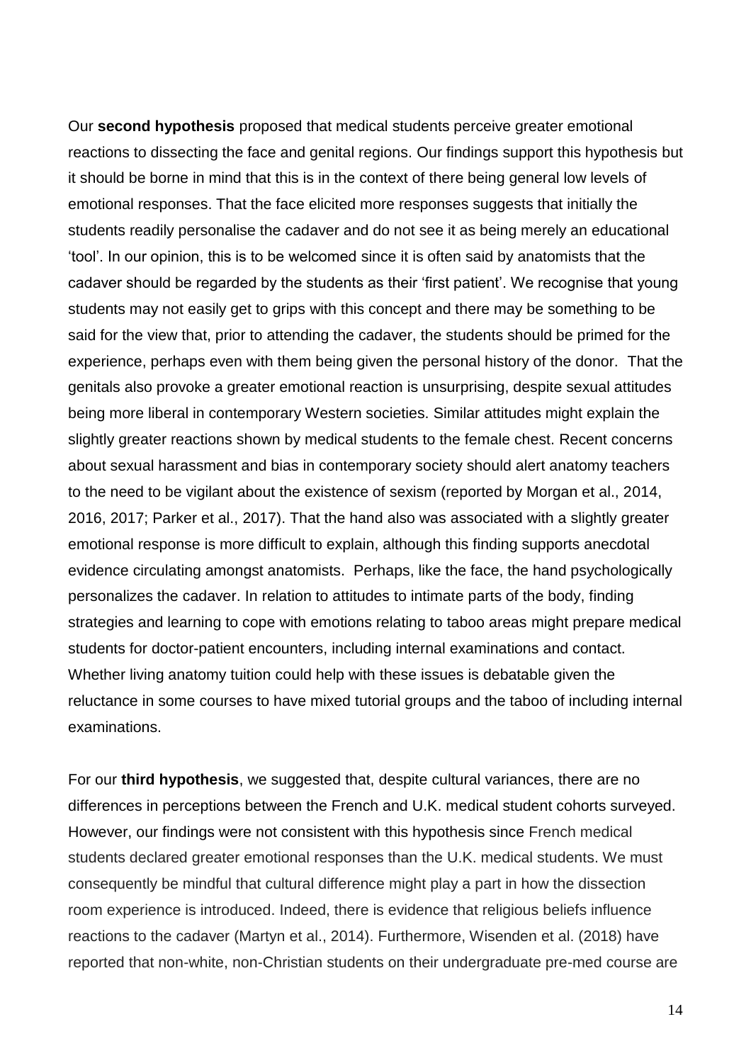Our **second hypothesis** proposed that medical students perceive greater emotional reactions to dissecting the face and genital regions. Our findings support this hypothesis but it should be borne in mind that this is in the context of there being general low levels of emotional responses. That the face elicited more responses suggests that initially the students readily personalise the cadaver and do not see it as being merely an educational 'tool'. In our opinion, this is to be welcomed since it is often said by anatomists that the cadaver should be regarded by the students as their 'first patient'. We recognise that young students may not easily get to grips with this concept and there may be something to be said for the view that, prior to attending the cadaver, the students should be primed for the experience, perhaps even with them being given the personal history of the donor. That the genitals also provoke a greater emotional reaction is unsurprising, despite sexual attitudes being more liberal in contemporary Western societies. Similar attitudes might explain the slightly greater reactions shown by medical students to the female chest. Recent concerns about sexual harassment and bias in contemporary society should alert anatomy teachers to the need to be vigilant about the existence of sexism (reported by Morgan et al., 2014, 2016, 2017; Parker et al., 2017). That the hand also was associated with a slightly greater emotional response is more difficult to explain, although this finding supports anecdotal evidence circulating amongst anatomists. Perhaps, like the face, the hand psychologically personalizes the cadaver. In relation to attitudes to intimate parts of the body, finding strategies and learning to cope with emotions relating to taboo areas might prepare medical students for doctor-patient encounters, including internal examinations and contact. Whether living anatomy tuition could help with these issues is debatable given the reluctance in some courses to have mixed tutorial groups and the taboo of including internal examinations.

For our **third hypothesis**, we suggested that, despite cultural variances, there are no differences in perceptions between the French and U.K. medical student cohorts surveyed. However, our findings were not consistent with this hypothesis since French medical students declared greater emotional responses than the U.K. medical students. We must consequently be mindful that cultural difference might play a part in how the dissection room experience is introduced. Indeed, there is evidence that religious beliefs influence reactions to the cadaver (Martyn et al., 2014). Furthermore, Wisenden et al. (2018) have reported that non-white, non-Christian students on their undergraduate pre-med course are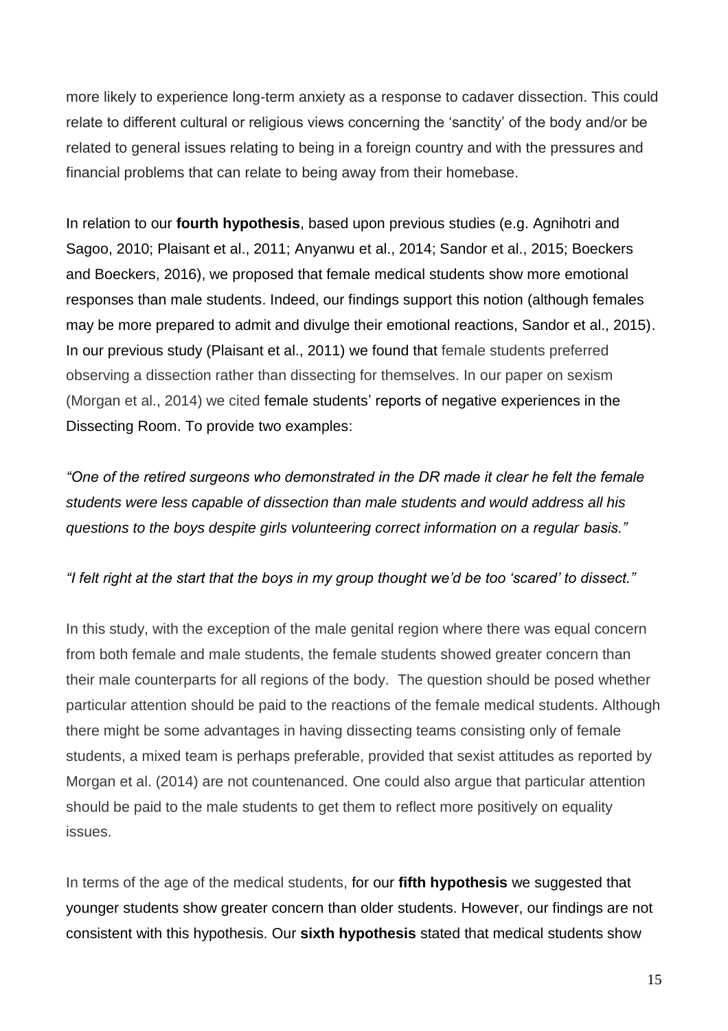more likely to experience long-term anxiety as a response to cadaver dissection. This could relate to different cultural or religious views concerning the 'sanctity' of the body and/or be related to general issues relating to being in a foreign country and with the pressures and financial problems that can relate to being away from their homebase.

In relation to our **fourth hypothesis**, based upon previous studies (e.g. Agnihotri and Sagoo, 2010; Plaisant et al., 2011; Anyanwu et al., 2014; Sandor et al., 2015; Boeckers and Boeckers, 2016), we proposed that female medical students show more emotional responses than male students. Indeed, our findings support this notion (although females may be more prepared to admit and divulge their emotional reactions, Sandor et al., 2015). In our previous study (Plaisant et al., 2011) we found that female students preferred observing a dissection rather than dissecting for themselves. In our paper on sexism (Morgan et al., 2014) we cited female students' reports of negative experiences in the Dissecting Room. To provide two examples:

*"One of the retired surgeons who demonstrated in the DR made it clear he felt the female students were less capable of dissection than male students and would address all his questions to the boys despite girls volunteering correct information on a regular basis."*

*"I felt right at the start that the boys in my group thought we'd be too 'scared' to dissect."*

In this study, with the exception of the male genital region where there was equal concern from both female and male students, the female students showed greater concern than their male counterparts for all regions of the body. The question should be posed whether particular attention should be paid to the reactions of the female medical students. Although there might be some advantages in having dissecting teams consisting only of female students, a mixed team is perhaps preferable, provided that sexist attitudes as reported by Morgan et al. (2014) are not countenanced. One could also argue that particular attention should be paid to the male students to get them to reflect more positively on equality issues.

In terms of the age of the medical students, for our **fifth hypothesis** we suggested that younger students show greater concern than older students. However, our findings are not consistent with this hypothesis. Our **sixth hypothesis** stated that medical students show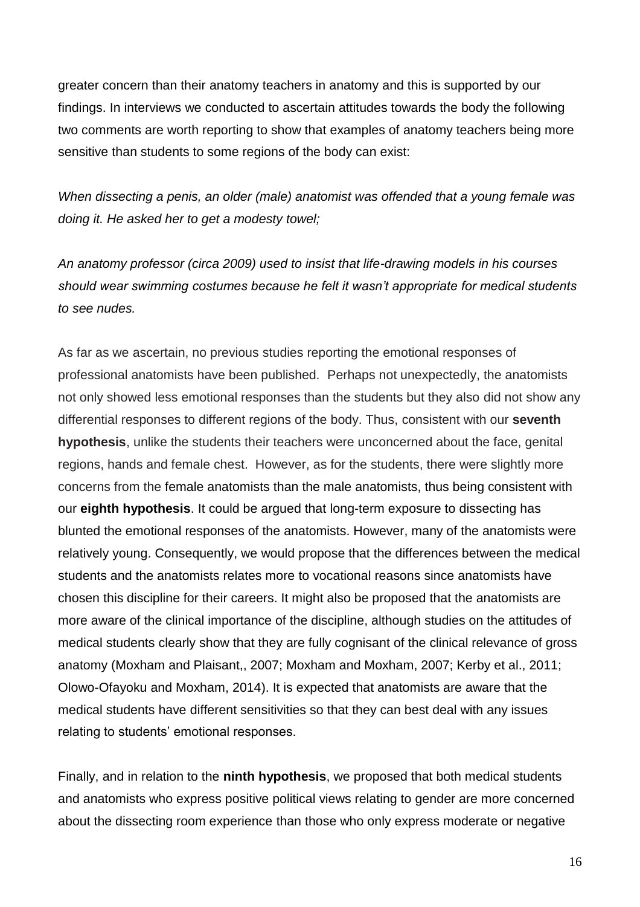greater concern than their anatomy teachers in anatomy and this is supported by our findings. In interviews we conducted to ascertain attitudes towards the body the following two comments are worth reporting to show that examples of anatomy teachers being more sensitive than students to some regions of the body can exist:

*When dissecting a penis, an older (male) anatomist was offended that a young female was doing it. He asked her to get a modesty towel;*

*An anatomy professor (circa 2009) used to insist that life-drawing models in his courses should wear swimming costumes because he felt it wasn't appropriate for medical students to see nudes.*

As far as we ascertain, no previous studies reporting the emotional responses of professional anatomists have been published. Perhaps not unexpectedly, the anatomists not only showed less emotional responses than the students but they also did not show any differential responses to different regions of the body. Thus, consistent with our **seventh hypothesis**, unlike the students their teachers were unconcerned about the face, genital regions, hands and female chest. However, as for the students, there were slightly more concerns from the female anatomists than the male anatomists, thus being consistent with our **eighth hypothesis**. It could be argued that long-term exposure to dissecting has blunted the emotional responses of the anatomists. However, many of the anatomists were relatively young. Consequently, we would propose that the differences between the medical students and the anatomists relates more to vocational reasons since anatomists have chosen this discipline for their careers. It might also be proposed that the anatomists are more aware of the clinical importance of the discipline, although studies on the attitudes of medical students clearly show that they are fully cognisant of the clinical relevance of gross anatomy (Moxham and Plaisant,, 2007; Moxham and Moxham, 2007; Kerby et al., 2011; Olowo-Ofayoku and Moxham, 2014). It is expected that anatomists are aware that the medical students have different sensitivities so that they can best deal with any issues relating to students' emotional responses.

Finally, and in relation to the **ninth hypothesis**, we proposed that both medical students and anatomists who express positive political views relating to gender are more concerned about the dissecting room experience than those who only express moderate or negative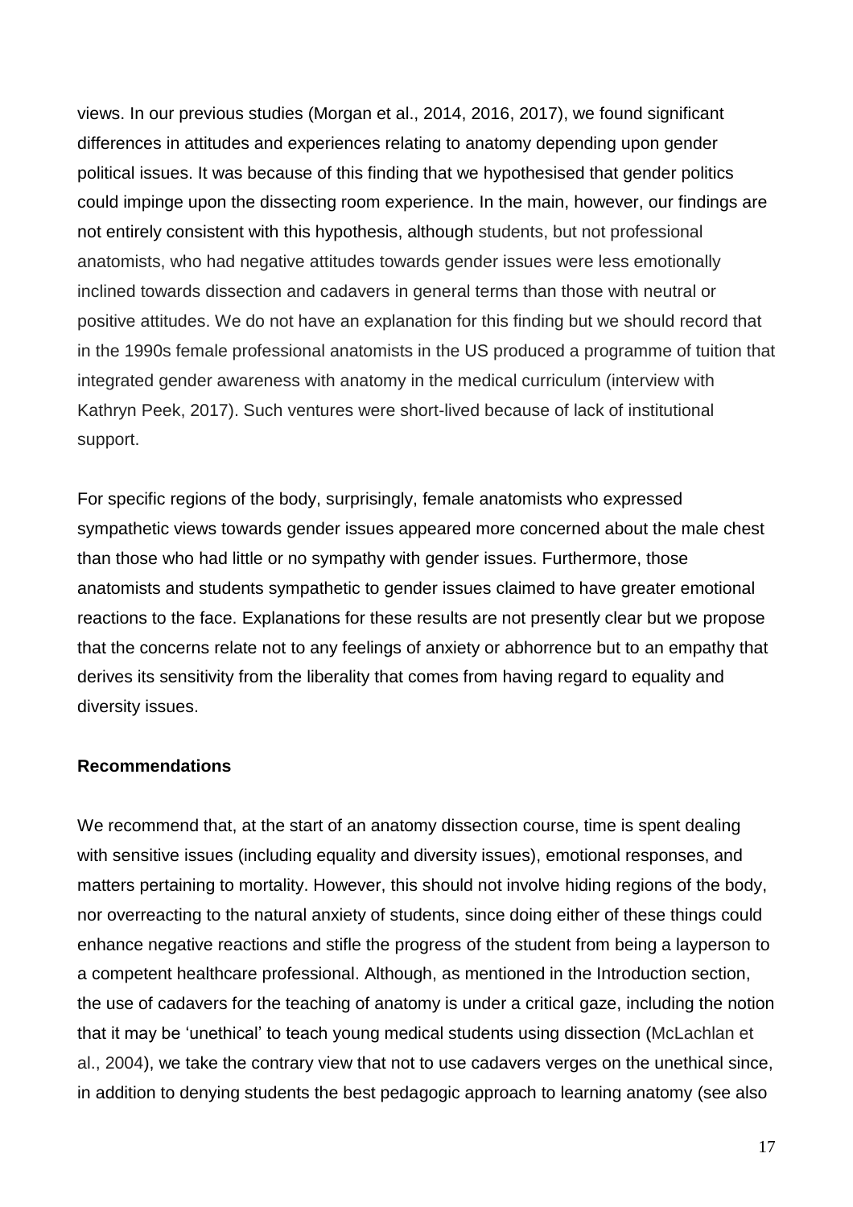views. In our previous studies (Morgan et al., 2014, 2016, 2017), we found significant differences in attitudes and experiences relating to anatomy depending upon gender political issues. It was because of this finding that we hypothesised that gender politics could impinge upon the dissecting room experience. In the main, however, our findings are not entirely consistent with this hypothesis, although students, but not professional anatomists, who had negative attitudes towards gender issues were less emotionally inclined towards dissection and cadavers in general terms than those with neutral or positive attitudes. We do not have an explanation for this finding but we should record that in the 1990s female professional anatomists in the US produced a programme of tuition that integrated gender awareness with anatomy in the medical curriculum (interview with Kathryn Peek, 2017). Such ventures were short-lived because of lack of institutional support.

For specific regions of the body, surprisingly, female anatomists who expressed sympathetic views towards gender issues appeared more concerned about the male chest than those who had little or no sympathy with gender issues. Furthermore, those anatomists and students sympathetic to gender issues claimed to have greater emotional reactions to the face. Explanations for these results are not presently clear but we propose that the concerns relate not to any feelings of anxiety or abhorrence but to an empathy that derives its sensitivity from the liberality that comes from having regard to equality and diversity issues.

**Recommendations**

We recommend that, at the start of an anatomy dissection course, time is spent dealing with sensitive issues (including equality and diversity issues), emotional responses, and matters pertaining to mortality. However, this should not involve hiding regions of the body, nor overreacting to the natural anxiety of students, since doing either of these things could enhance negative reactions and stifle the progress of the student from being a layperson to a competent healthcare professional. Although, as mentioned in the Introduction section, the use of cadavers for the teaching of anatomy is under a critical gaze, including the notion that it may be 'unethical' to teach young medical students using dissection (McLachlan et al., 2004), we take the contrary view that not to use cadavers verges on the unethical since, in addition to denying students the best pedagogic approach to learning anatomy (see also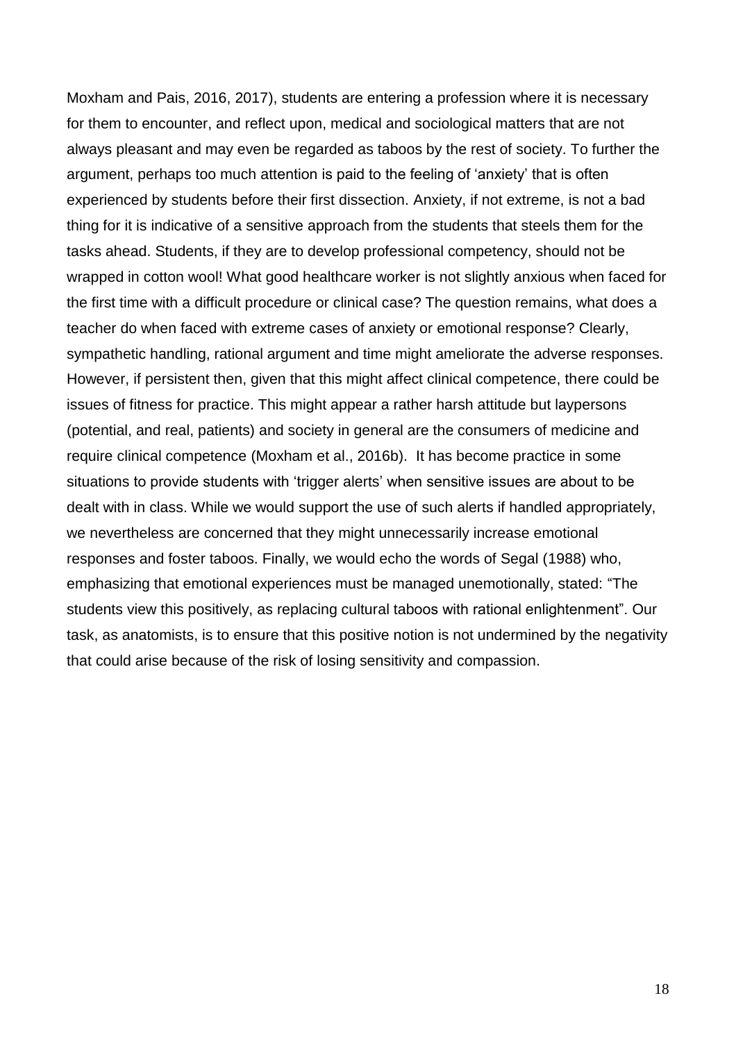Moxham and Pais, 2016, 2017), students are entering a profession where it is necessary for them to encounter, and reflect upon, medical and sociological matters that are not always pleasant and may even be regarded as taboos by the rest of society. To further the argument, perhaps too much attention is paid to the feeling of 'anxiety' that is often experienced by students before their first dissection. Anxiety, if not extreme, is not a bad thing for it is indicative of a sensitive approach from the students that steels them for the tasks ahead. Students, if they are to develop professional competency, should not be wrapped in cotton wool! What good healthcare worker is not slightly anxious when faced for the first time with a difficult procedure or clinical case? The question remains, what does a teacher do when faced with extreme cases of anxiety or emotional response? Clearly, sympathetic handling, rational argument and time might ameliorate the adverse responses. However, if persistent then, given that this might affect clinical competence, there could be issues of fitness for practice. This might appear a rather harsh attitude but laypersons (potential, and real, patients) and society in general are the consumers of medicine and require clinical competence (Moxham et al., 2016b). It has become practice in some situations to provide students with 'trigger alerts' when sensitive issues are about to be dealt with in class. While we would support the use of such alerts if handled appropriately, we nevertheless are concerned that they might unnecessarily increase emotional responses and foster taboos. Finally, we would echo the words of Segal (1988) who, emphasizing that emotional experiences must be managed unemotionally, stated: "The students view this positively, as replacing cultural taboos with rational enlightenment". Our task, as anatomists, is to ensure that this positive notion is not undermined by the negativity that could arise because of the risk of losing sensitivity and compassion.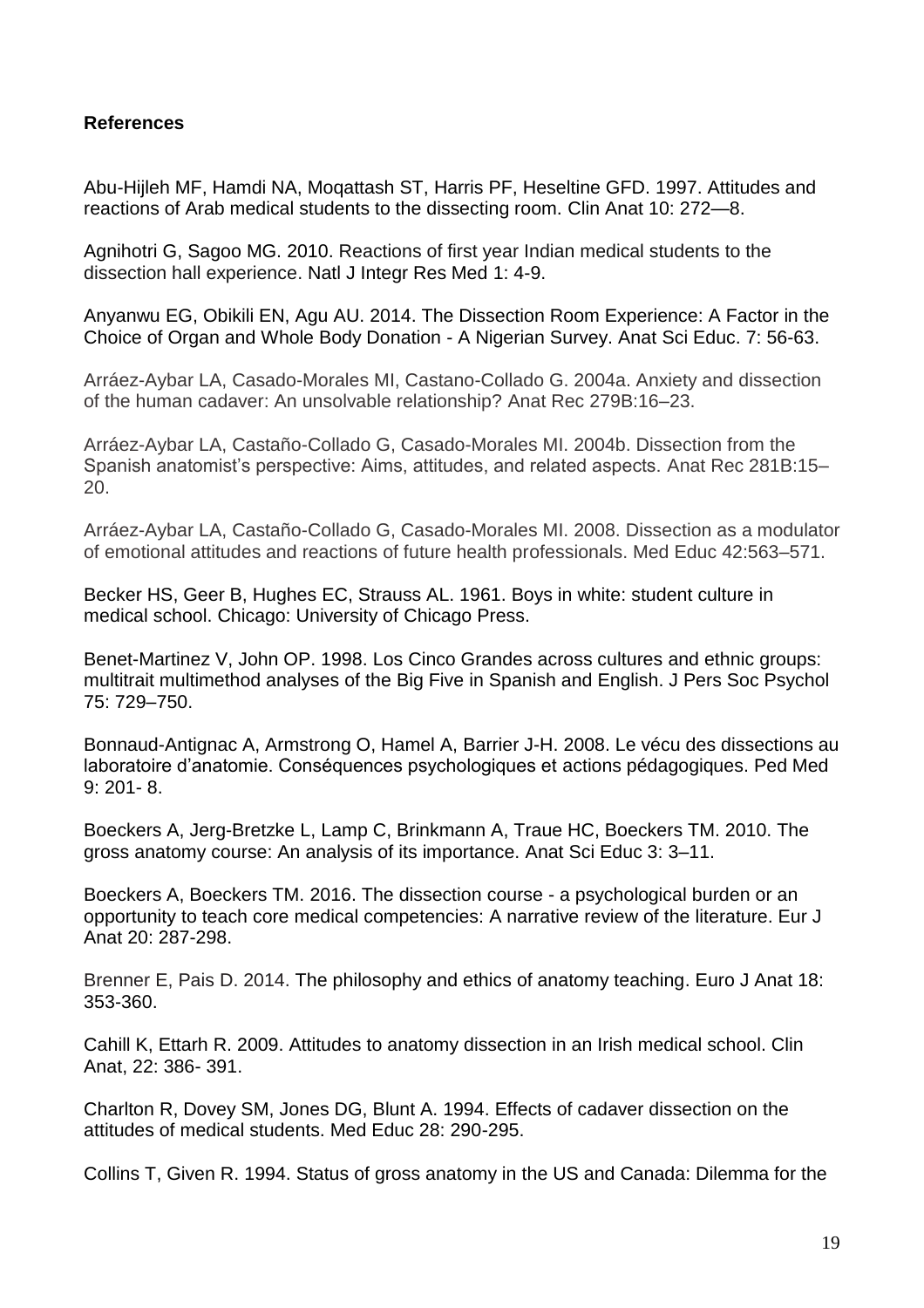**References**

Abu-Hijleh MF, Hamdi NA, Moqattash ST, Harris PF, Heseltine GFD. 1997. Attitudes and reactions of Arab medical students to the dissecting room. Clin Anat 10: 272—8.

Agnihotri G, Sagoo MG. 2010. Reactions of first year Indian medical students to the dissection hall experience. Natl J Integr Res Med 1: 4-9.

Anyanwu EG, Obikili EN, Agu AU. 2014. The Dissection Room Experience: A Factor in the Choice of Organ and Whole Body Donation - A Nigerian Survey. Anat Sci Educ. 7: 56-63.

Arráez-Aybar LA, Casado-Morales MI, Castano-Collado G. 2004a. Anxiety and dissection of the human cadaver: An unsolvable relationship? Anat Rec 279B:16–23.

Arráez-Aybar LA, Castaño-Collado G, Casado-Morales MI. 2004b. Dissection from the Spanish anatomist's perspective: Aims, attitudes, and related aspects. Anat Rec 281B:15–20.

Arráez-Aybar LA, Castaño-Collado G, Casado-Morales MI. 2008. Dissection as a modulator of emotional attitudes and reactions of future health professionals. Med Educ 42:563–571.

Becker HS, Geer B, Hughes EC, Strauss AL. 1961. Boys in white: student culture in medical school. Chicago: University of Chicago Press.

Benet-Martinez V, John OP. 1998. Los Cinco Grandes across cultures and ethnic groups: multitrait multimethod analyses of the Big Five in Spanish and English. J Pers Soc Psychol 75: 729–750.

Bonnaud-Antignac A, Armstrong O, Hamel A, Barrier J-H. 2008. Le vécu des dissections au laboratoire d'anatomie. Conséquences psychologiques et actions pédagogiques. Ped Med 9: 201- 8.

Boeckers A, Jerg-Bretzke L, Lamp C, Brinkmann A, Traue HC, Boeckers TM. 2010. The gross anatomy course: An analysis of its importance. Anat Sci Educ 3: 3–11.

Boeckers A, Boeckers TM. 2016. The dissection course - a psychological burden or an opportunity to teach core medical competencies: A narrative review of the literature. Eur J Anat 20: 287-298.

Brenner E, Pais D. 2014. The philosophy and ethics of anatomy teaching. Euro J Anat 18: 353-360.

Cahill K, Ettarh R. 2009. Attitudes to anatomy dissection in an Irish medical school. Clin Anat, 22: 386- 391.

Charlton R, Dovey SM, Jones DG, Blunt A. 1994. Effects of cadaver dissection on the attitudes of medical students. Med Educ 28: 290-295.

Collins T, Given R. 1994. Status of gross anatomy in the US and Canada: Dilemma for the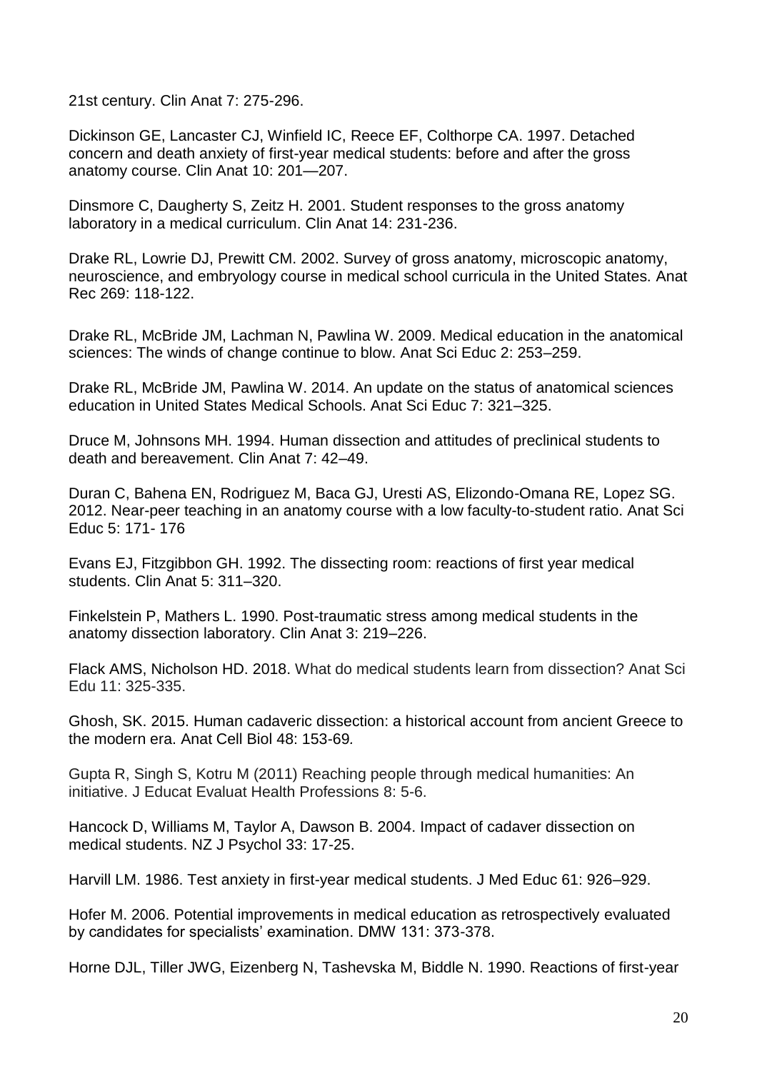21st century. Clin Anat 7: 275-296.

Dickinson GE, Lancaster CJ, Winfield IC, Reece EF, Colthorpe CA. 1997. Detached concern and death anxiety of first-year medical students: before and after the gross anatomy course. Clin Anat 10: 201—207.

Dinsmore C, Daugherty S, Zeitz H. 2001. Student responses to the gross anatomy laboratory in a medical curriculum. Clin Anat 14: 231-236.

Drake RL, Lowrie DJ, Prewitt CM. 2002. Survey of gross anatomy, microscopic anatomy, neuroscience, and embryology course in medical school curricula in the United States. Anat Rec 269: 118-122.

Drake RL, McBride JM, Lachman N, Pawlina W. 2009. Medical education in the anatomical sciences: The winds of change continue to blow. Anat Sci Educ 2: 253–259.

Drake RL, McBride JM, Pawlina W. 2014. An update on the status of anatomical sciences education in United States Medical Schools. Anat Sci Educ 7: 321–325.

Druce M, Johnsons MH. 1994. Human dissection and attitudes of preclinical students to death and bereavement. Clin Anat 7: 42–49.

Duran C, Bahena EN, Rodriguez M, Baca GJ, Uresti AS, Elizondo-Omana RE, Lopez SG. 2012. Near-peer teaching in an anatomy course with a low faculty-to-student ratio. Anat Sci Educ 5: 171- 176

Evans EJ, Fitzgibbon GH. 1992. The dissecting room: reactions of first year medical students. Clin Anat 5: 311–320.

Finkelstein P, Mathers L. 1990. Post-traumatic stress among medical students in the anatomy dissection laboratory. Clin Anat 3: 219–226.

Flack AMS, Nicholson HD. 2018. What do medical students learn from dissection? Anat Sci Edu 11: 325-335.

Ghosh, SK. 2015. Human cadaveric dissection: a historical account from ancient Greece to the modern era. Anat Cell Biol 48: 153-69*.*

Gupta R, Singh S, Kotru M (2011) Reaching people through medical humanities: An initiative. J Educat Evaluat Health Professions 8: 5-6.

Hancock D, Williams M, Taylor A, Dawson B. 2004. Impact of cadaver dissection on medical students. NZ J Psychol 33: 17-25.

Harvill LM. 1986. Test anxiety in first-year medical students. J Med Educ 61: 926–929.

Hofer M. 2006. Potential improvements in medical education as retrospectively evaluated by candidates for specialists' examination. DMW 131: 373-378.

Horne DJL, Tiller JWG, Eizenberg N, Tashevska M, Biddle N. 1990. Reactions of first-year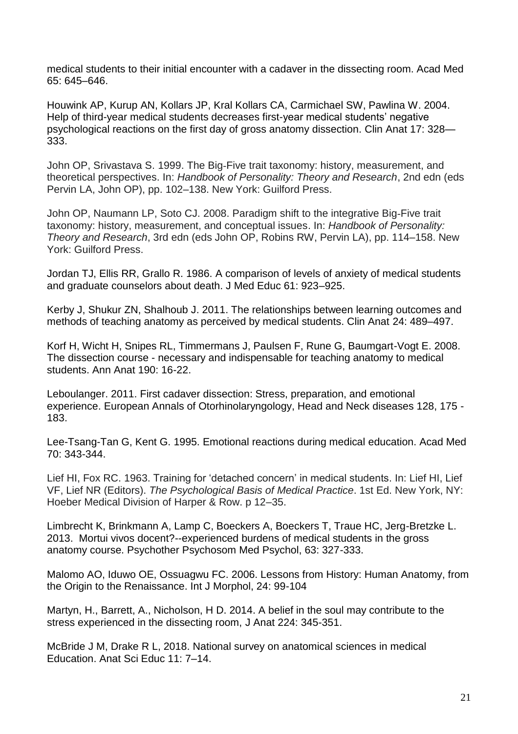medical students to their initial encounter with a cadaver in the dissecting room. Acad Med 65: 645–646.

Houwink AP, Kurup AN, Kollars JP, Kral Kollars CA, Carmichael SW, Pawlina W. 2004. Help of third-year medical students decreases first-year medical students' negative psychological reactions on the first day of gross anatomy dissection. Clin Anat 17: 328—333.

John OP, Srivastava S. 1999. The Big-Five trait taxonomy: history, measurement, and theoretical perspectives. In: *Handbook of Personality: Theory and Research*, 2nd edn (eds Pervin LA, John OP), pp. 102–138. New York: Guilford Press.

John OP, Naumann LP, Soto CJ. 2008. Paradigm shift to the integrative Big-Five trait taxonomy: history, measurement, and conceptual issues. In: *Handbook of Personality: Theory and Research*, 3rd edn (eds John OP, Robins RW, Pervin LA), pp. 114–158. New York: Guilford Press.

Jordan TJ, Ellis RR, Grallo R. 1986. A comparison of levels of anxiety of medical students and graduate counselors about death. J Med Educ 61: 923–925.

Kerby J, Shukur ZN, Shalhoub J. 2011. The relationships between learning outcomes and methods of teaching anatomy as perceived by medical students. Clin Anat 24: 489–497.

Korf H, Wicht H, Snipes RL, Timmermans J, Paulsen F, Rune G, Baumgart-Vogt E. 2008. The dissection course - necessary and indispensable for teaching anatomy to medical students. Ann Anat 190: 16-22.

Leboulanger. 2011. First cadaver dissection: Stress, preparation, and emotional experience. European Annals of Otorhinolaryngology, Head and Neck diseases 128, 175 - 183.

Lee-Tsang-Tan G, Kent G. 1995. Emotional reactions during medical education. Acad Med 70: 343-344.

Lief HI, Fox RC. 1963. Training for 'detached concern' in medical students. In: Lief HI, Lief VF, Lief NR (Editors). *The Psychological Basis of Medical Practice*. 1st Ed. New York, NY: Hoeber Medical Division of Harper & Row. p 12–35.

Limbrecht K, Brinkmann A, Lamp C, Boeckers A, Boeckers T, Traue HC, Jerg-Bretzke L. 2013. Mortui vivos docent?--experienced burdens of medical students in the gross anatomy course. Psychother Psychosom Med Psychol, 63: 327-333.

Malomo AO, Iduwo OE, Ossuagwu FC. 2006. Lessons from History: Human Anatomy, from the Origin to the Renaissance. Int J Morphol, 24: 99-104

Martyn, H., Barrett, A., Nicholson, H D. 2014. A belief in the soul may contribute to the stress experienced in the dissecting room, J Anat 224: 345-351.

McBride J M, Drake R L, 2018. National survey on anatomical sciences in medical Education. Anat Sci Educ 11: 7–14.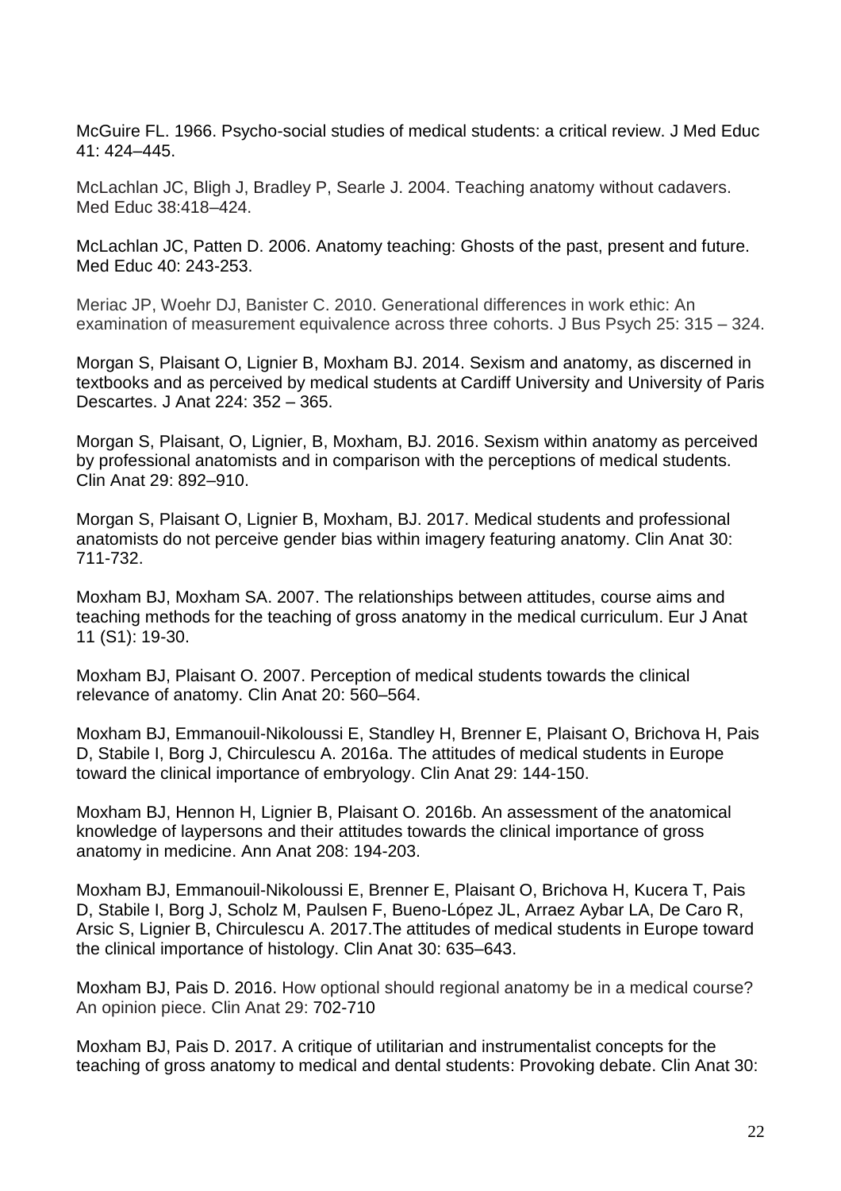McGuire FL. 1966. Psycho-social studies of medical students: a critical review. J Med Educ 41: 424–445.

McLachlan JC, Bligh J, Bradley P, Searle J. 2004. Teaching anatomy without cadavers. Med Educ 38:418–424.

McLachlan JC, Patten D. 2006. Anatomy teaching: Ghosts of the past, present and future. Med Educ 40: 243-253.

Meriac JP, Woehr DJ, Banister C. 2010. Generational differences in work ethic: An examination of measurement equivalence across three cohorts. J Bus Psych 25: 315 – 324.

Morgan S, Plaisant O, Lignier B, Moxham BJ. 2014. Sexism and anatomy, as discerned in textbooks and as perceived by medical students at Cardiff University and University of Paris Descartes. J Anat 224: 352 – 365.

Morgan S, Plaisant, O, Lignier, B, Moxham, BJ. 2016. Sexism within anatomy as perceived by professional anatomists and in comparison with the perceptions of medical students. Clin Anat 29: 892–910.

Morgan S, Plaisant O, Lignier B, Moxham, BJ. 2017. Medical students and professional anatomists do not perceive gender bias within imagery featuring anatomy. Clin Anat 30: 711-732.

Moxham BJ, Moxham SA. 2007. The relationships between attitudes, course aims and teaching methods for the teaching of gross anatomy in the medical curriculum. Eur J Anat 11 (S1): 19-30.

Moxham BJ, Plaisant O. 2007. Perception of medical students towards the clinical relevance of anatomy. Clin Anat 20: 560–564.

Moxham BJ, Emmanouil-Nikoloussi E, Standley H, Brenner E, Plaisant O, Brichova H, Pais D, Stabile I, Borg J, Chirculescu A. 2016a. The attitudes of medical students in Europe toward the clinical importance of embryology. Clin Anat 29: 144-150.

Moxham BJ, Hennon H, Lignier B, Plaisant O. 2016b. An assessment of the anatomical knowledge of laypersons and their attitudes towards the clinical importance of gross anatomy in medicine. Ann Anat 208: 194-203.

Moxham BJ, Emmanouil-Nikoloussi E, Brenner E, Plaisant O, Brichova H, Kucera T, Pais D, Stabile I, Borg J, Scholz M, Paulsen F, Bueno-López JL, Arraez Aybar LA, De Caro R, Arsic S, Lignier B, Chirculescu A. 2017.The attitudes of medical students in Europe toward the clinical importance of histology. Clin Anat 30: 635–643.

Moxham BJ, Pais D. 2016. How optional should regional anatomy be in a medical course? An opinion piece. Clin Anat 29: 702-710

Moxham BJ, Pais D. 2017. A critique of utilitarian and instrumentalist concepts for the teaching of gross anatomy to medical and dental students: Provoking debate. Clin Anat 30: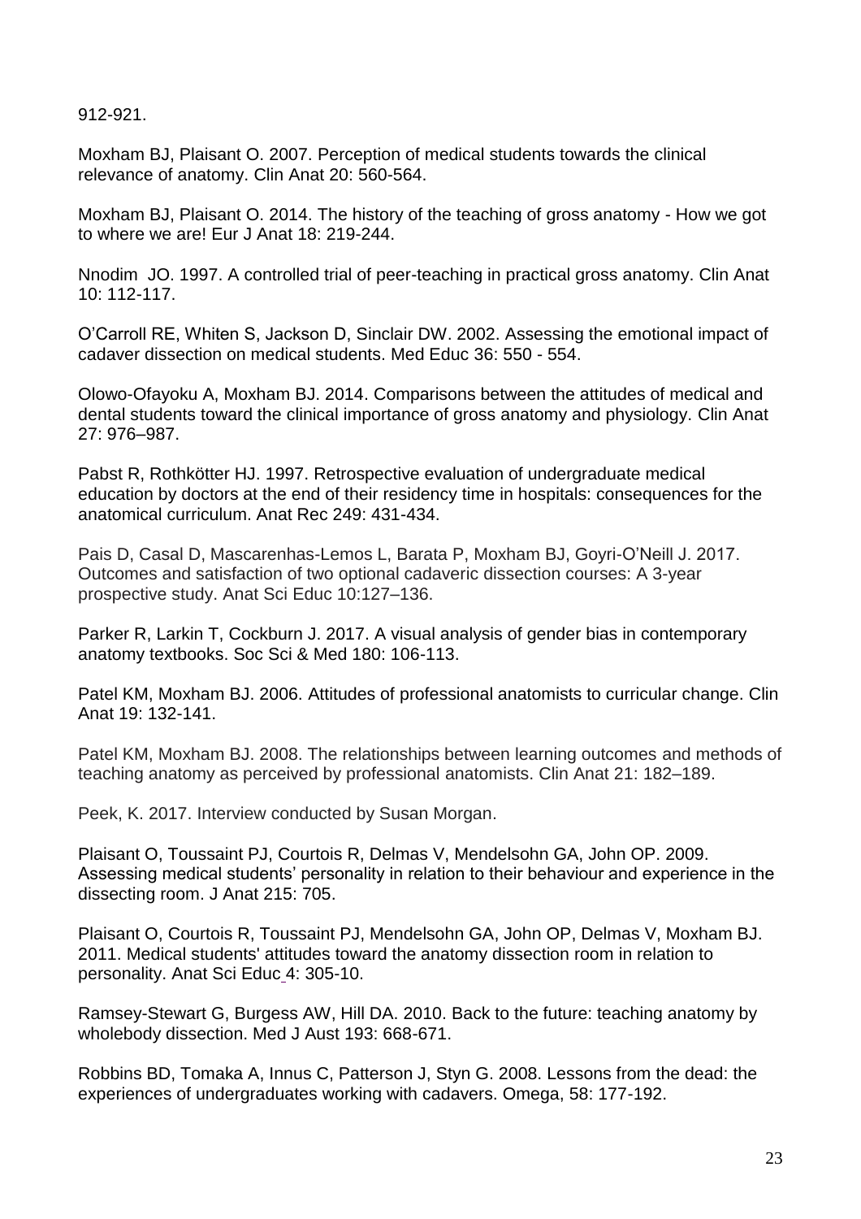912-921.

Moxham BJ, Plaisant O. 2007. Perception of medical students towards the clinical relevance of anatomy. Clin Anat 20: 560-564.

Moxham BJ, Plaisant O. 2014. The history of the teaching of gross anatomy - How we got to where we are! Eur J Anat 18: 219-244.

Nnodim JO. 1997. A controlled trial of peer-teaching in practical gross anatomy. Clin Anat 10: 112-117.

O'Carroll RE, Whiten S, Jackson D, Sinclair DW. 2002. Assessing the emotional impact of cadaver dissection on medical students. Med Educ 36: 550 - 554.

Olowo-Ofayoku A, Moxham BJ. 2014. Comparisons between the attitudes of medical and dental students toward the clinical importance of gross anatomy and physiology. Clin Anat 27: 976–987.

Pabst R, Rothkötter HJ. 1997. Retrospective evaluation of undergraduate medical education by doctors at the end of their residency time in hospitals: consequences for the anatomical curriculum. Anat Rec 249: 431-434.

Pais D, Casal D, Mascarenhas-Lemos L, Barata P, Moxham BJ, Goyri-O'Neill J. 2017. Outcomes and satisfaction of two optional cadaveric dissection courses: A 3-year prospective study. Anat Sci Educ 10:127–136.

Parker R, Larkin T, Cockburn J. 2017. A visual analysis of gender bias in contemporary anatomy textbooks. Soc Sci & Med 180: 106-113.

Patel KM, Moxham BJ. 2006. Attitudes of professional anatomists to curricular change. Clin Anat 19: 132-141.

Patel KM, Moxham BJ. 2008. The relationships between learning outcomes and methods of teaching anatomy as perceived by professional anatomists. Clin Anat 21: 182–189.

Peek, K. 2017. Interview conducted by Susan Morgan.

Plaisant O, Toussaint PJ, Courtois R, Delmas V, Mendelsohn GA, John OP. 2009. Assessing medical students' personality in relation to their behaviour and experience in the dissecting room. J Anat 215: 705.

Plaisant O, Courtois R, Toussaint PJ, Mendelsohn GA, John OP, Delmas V, Moxham BJ. 2011. Medical students' attitudes toward the anatomy dissection room in relation to personality. Anat Sci Educ 4: 305-10.

Ramsey-Stewart G, Burgess AW, Hill DA. 2010. Back to the future: teaching anatomy by wholebody dissection. Med J Aust 193: 668-671.

Robbins BD, Tomaka A, Innus C, Patterson J, Styn G. 2008. Lessons from the dead: the experiences of undergraduates working with cadavers. Omega, 58: 177-192.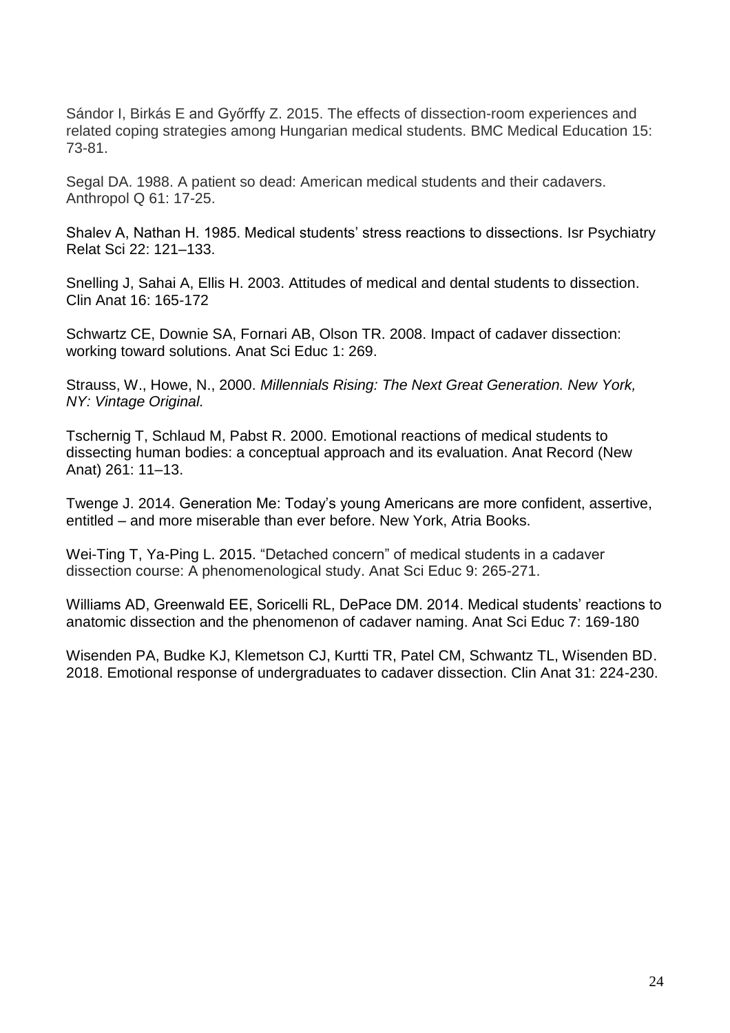Sándor I, Birkás E and Győrffy Z. 2015. The effects of dissection-room experiences and related coping strategies among Hungarian medical students. BMC Medical Education 15: 73-81.

Segal DA. 1988. A patient so dead: American medical students and their cadavers. Anthropol Q 61: 17-25.

Shalev A, Nathan H. 1985. Medical students' stress reactions to dissections. Isr Psychiatry Relat Sci 22: 121–133.

Snelling J, Sahai A, Ellis H. 2003. Attitudes of medical and dental students to dissection. Clin Anat 16: 165-172

Schwartz CE, Downie SA, Fornari AB, Olson TR. 2008. Impact of cadaver dissection: working toward solutions. Anat Sci Educ 1: 269.

Strauss, W., Howe, N., 2000. *Millennials Rising: The Next Great Generation. New York, NY: Vintage Original.*

Tschernig T, Schlaud M, Pabst R. 2000. Emotional reactions of medical students to dissecting human bodies: a conceptual approach and its evaluation. Anat Record (New Anat) 261: 11–13.

Twenge J. 2014. Generation Me: Today's young Americans are more confident, assertive, entitled – and more miserable than ever before. New York, Atria Books.

Wei-Ting T, Ya-Ping L. 2015. "Detached concern" of medical students in a cadaver dissection course: A phenomenological study. Anat Sci Educ 9: 265-271.

Williams AD, Greenwald EE, Soricelli RL, DePace DM. 2014. Medical students' reactions to anatomic dissection and the phenomenon of cadaver naming. Anat Sci Educ 7: 169-180

Wisenden PA, Budke KJ, Klemetson CJ, Kurtti TR, Patel CM, Schwantz TL, Wisenden BD. 2018. Emotional response of undergraduates to cadaver dissection. Clin Anat 31: 224-230.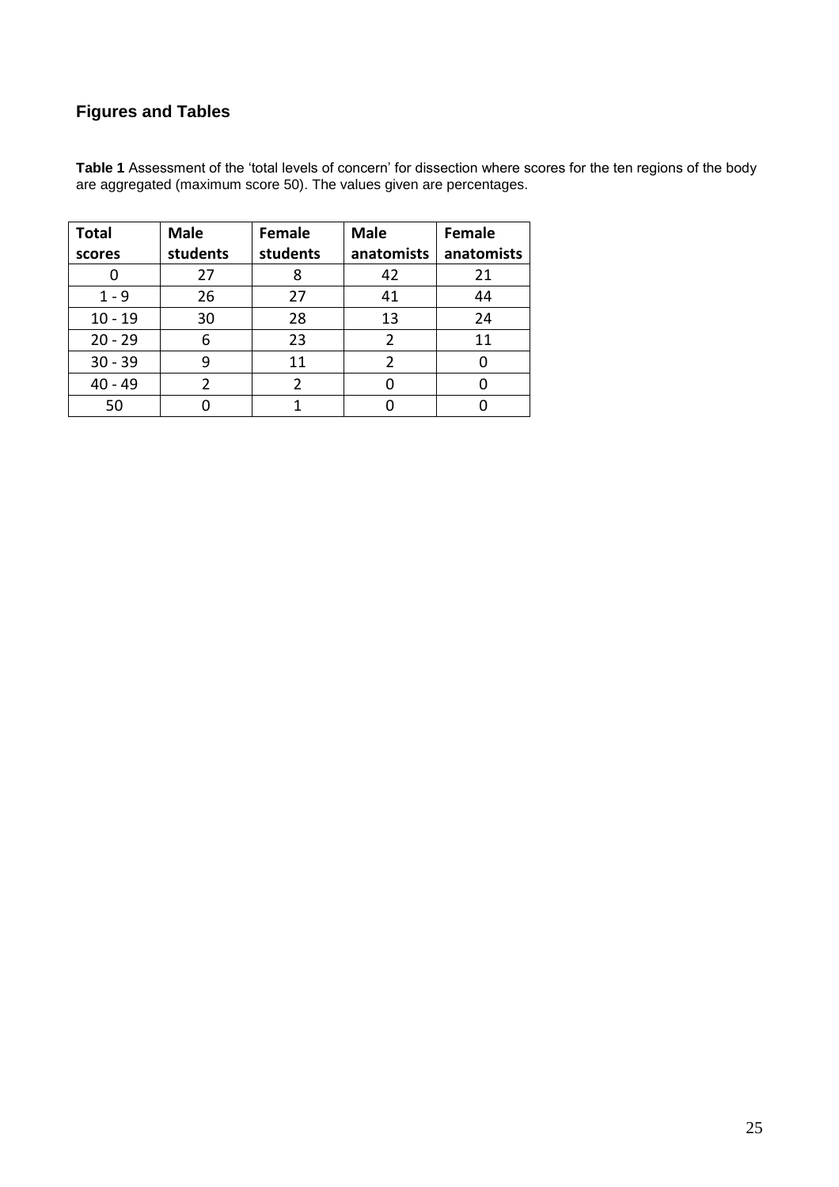## Figures and Tables

**Table 1** Assessment of the 'total levels of concern' for dissection where scores for the ten regions of the body are aggregated (maximum score 50). The values given are percentages.

| Total scores | Male students | Female students | Male anatomists | Female anatomists |
|---|---|---|---|---|
| 0 | 27 | 8 | 42 | 21 |
| 1 - 9 | 26 | 27 | 41 | 44 |
| 10 - 19 | 30 | 28 | 13 | 24 |
| 20 - 29 | 6 | 23 | 2 | 11 |
| 30 - 39 | 9 | 11 | 2 | 0 |
| 40 - 49 | 2 | 2 | 0 | 0 |
| 50 | 0 | 1 | 0 | 0 |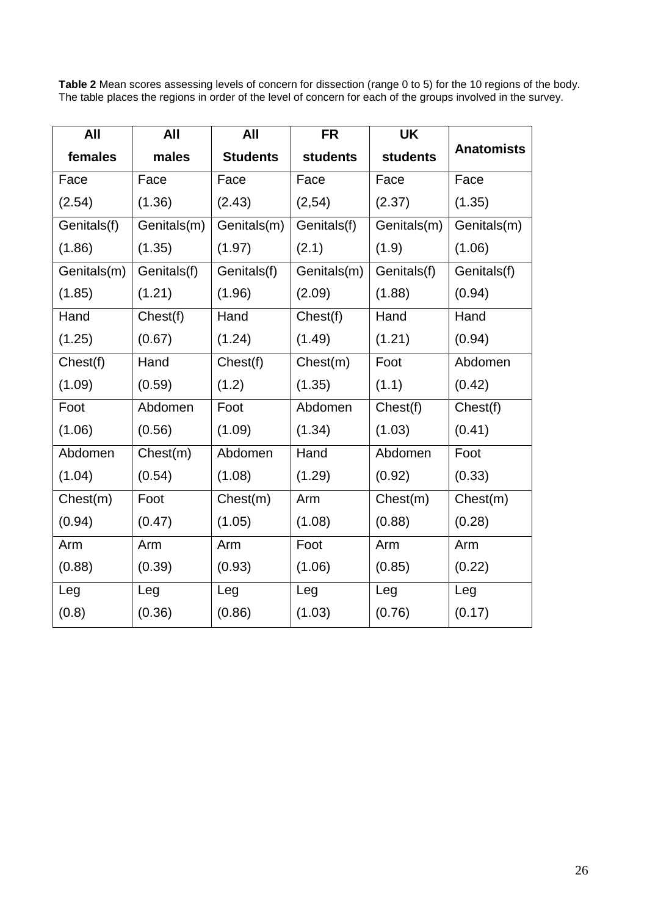**Table 2** Mean scores assessing levels of concern for dissection (range 0 to 5) for the 10 regions of the body. The table places the regions in order of the level of concern for each of the groups involved in the survey.

| All females | All males | All Students | FR students | UK students | Anatomists |
|---|---|---|---|---|---|
| Face (2.54) | Face (1.36) | Face (2.43) | Face (2,54) | Face (2.37) | Face (1.35) |
| Genitals(f) (1.86) | Genitals(m) (1.35) | Genitals(m) (1.97) | Genitals(f) (2.1) | Genitals(m) (1.9) | Genitals(m) (1.06) |
| Genitals(m) (1.85) | Genitals(f) (1.21) | Genitals(f) (1.96) | Genitals(m) (2.09) | Genitals(f) (1.88) | Genitals(f) (0.94) |
| Hand (1.25) | Chest(f) (0.67) | Hand (1.24) | Chest(f) (1.49) | Hand (1.21) | Hand (0.94) |
| Chest(f) (1.09) | Hand (0.59) | Chest(f) (1.2) | Chest(m) (1.35) | Foot (1.1) | Abdomen (0.42) |
| Foot (1.06) | Abdomen (0.56) | Foot (1.09) | Abdomen (1.34) | Chest(f) (1.03) | Chest(f) (0.41) |
| Abdomen (1.04) | Chest(m) (0.54) | Abdomen (1.08) | Hand (1.29) | Abdomen (0.92) | Foot (0.33) |
| Chest(m) (0.94) | Foot (0.47) | Chest(m) (1.05) | Arm (1.08) | Chest(m) (0.88) | Chest(m) (0.28) |
| Arm (0.88) | Arm (0.39) | Arm (0.93) | Foot (1.06) | Arm (0.85) | Arm (0.22) |
| Leg (0.8) | Leg (0.36) | Leg (0.86) | Leg (1.03) | Leg (0.76) | Leg (0.17) |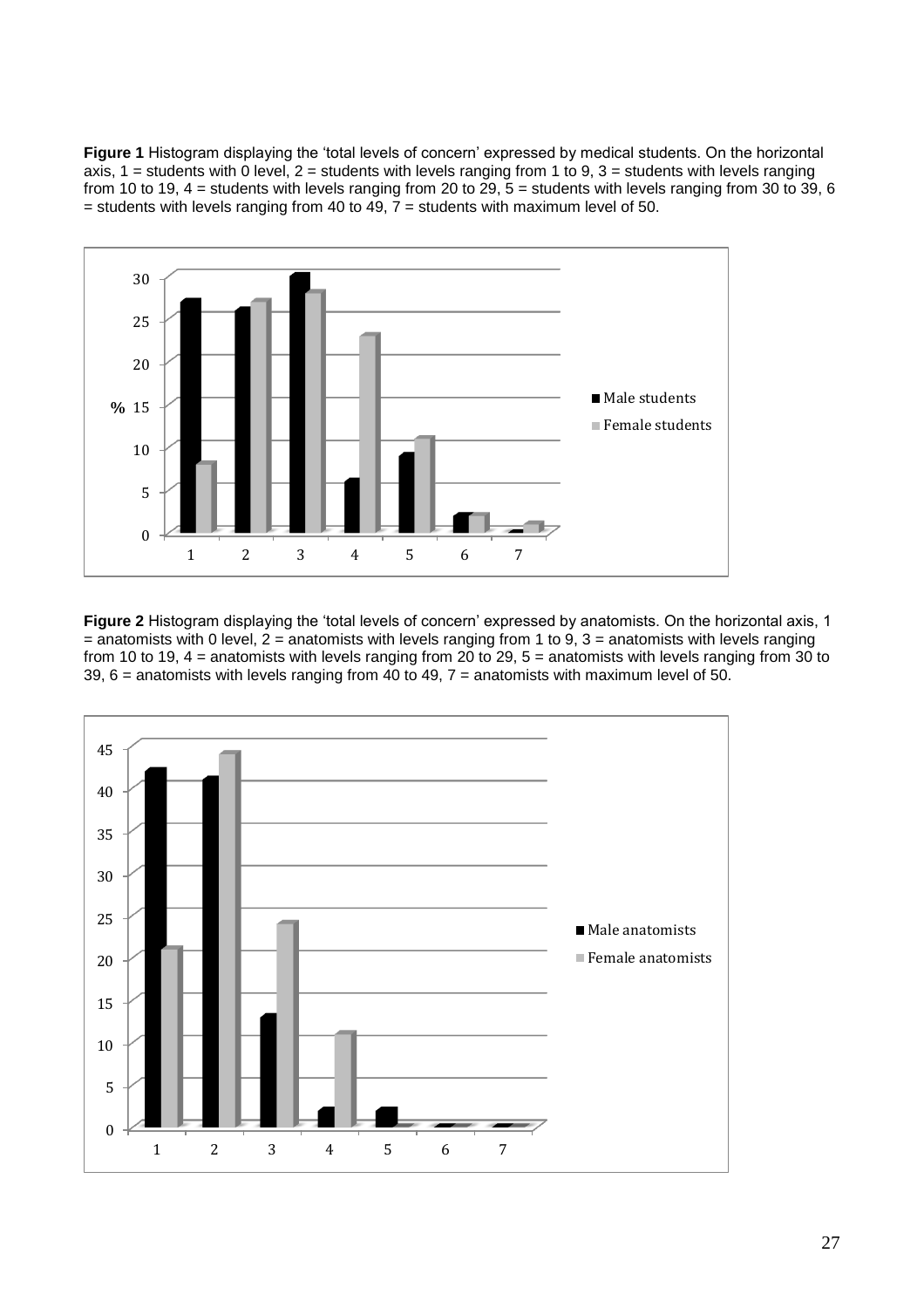**Figure 1** Histogram displaying the 'total levels of concern' expressed by medical students. On the horizontal axis, 1 = students with 0 level, 2 = students with levels ranging from 1 to 9, 3 = students with levels ranging from 10 to 19, 4 = students with levels ranging from 20 to 29, 5 = students with levels ranging from 30 to 39, 6 = students with levels ranging from 40 to 49, 7 = students with maximum level of 50.

**Figure 2** Histogram displaying the 'total levels of concern' expressed by anatomists. On the horizontal axis, 1 = anatomists with 0 level, 2 = anatomists with levels ranging from 1 to 9, 3 = anatomists with levels ranging from 10 to 19, 4 = anatomists with levels ranging from 20 to 29, 5 = anatomists with levels ranging from 30 to 39, 6 = anatomists with levels ranging from 40 to 49, 7 = anatomists with maximum level of 50.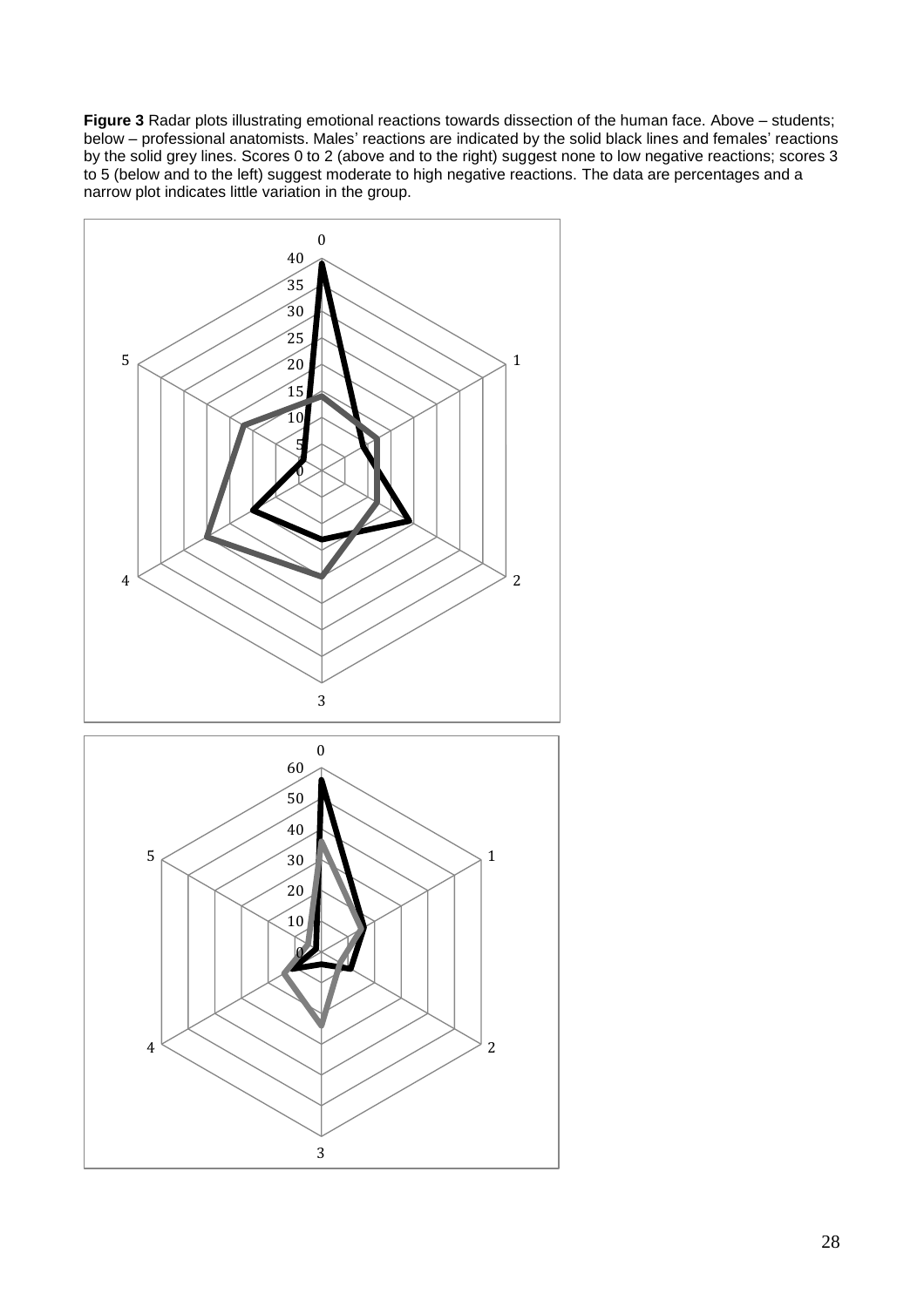**Figure 3** Radar plots illustrating emotional reactions towards dissection of the human face. Above – students; below – professional anatomists. Males' reactions are indicated by the solid black lines and females' reactions by the solid grey lines. Scores 0 to 2 (above and to the right) suggest none to low negative reactions; scores 3 to 5 (below and to the left) suggest moderate to high negative reactions. The data are percentages and a narrow plot indicates little variation in the group.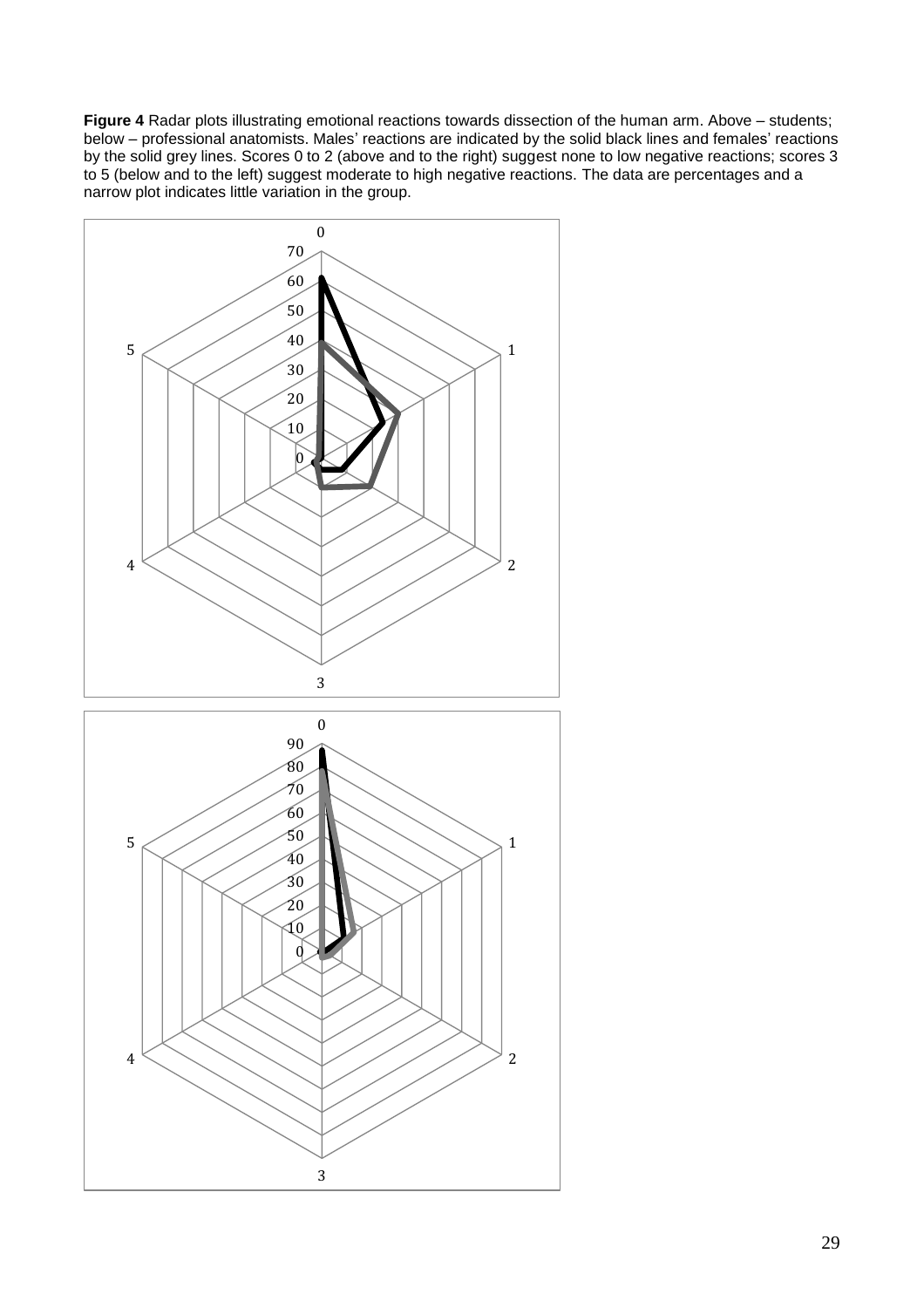**Figure 4** Radar plots illustrating emotional reactions towards dissection of the human arm. Above – students; below – professional anatomists. Males' reactions are indicated by the solid black lines and females' reactions by the solid grey lines. Scores 0 to 2 (above and to the right) suggest none to low negative reactions; scores 3 to 5 (below and to the left) suggest moderate to high negative reactions. The data are percentages and a narrow plot indicates little variation in the group.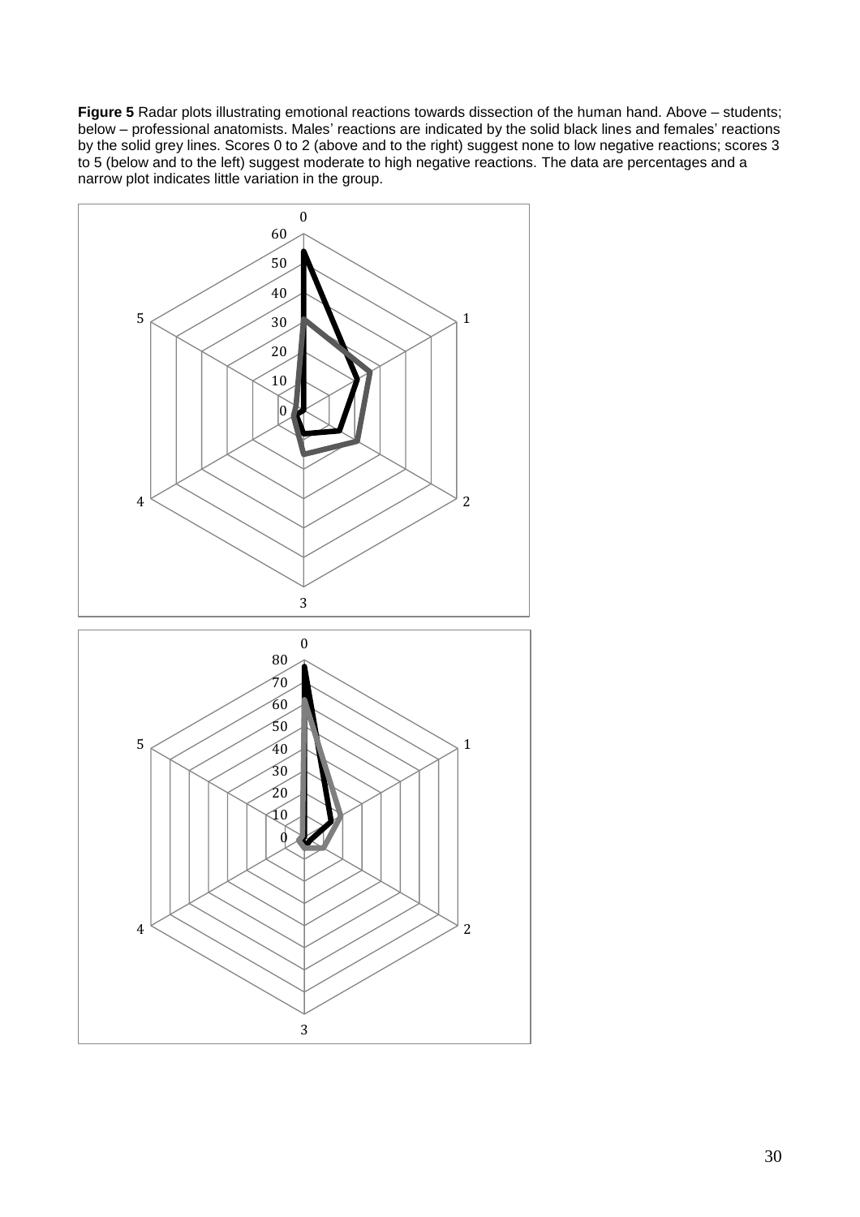**Figure 5** Radar plots illustrating emotional reactions towards dissection of the human hand. Above – students; below – professional anatomists. Males' reactions are indicated by the solid black lines and females' reactions by the solid grey lines. Scores 0 to 2 (above and to the right) suggest none to low negative reactions; scores 3 to 5 (below and to the left) suggest moderate to high negative reactions. The data are percentages and a narrow plot indicates little variation in the group.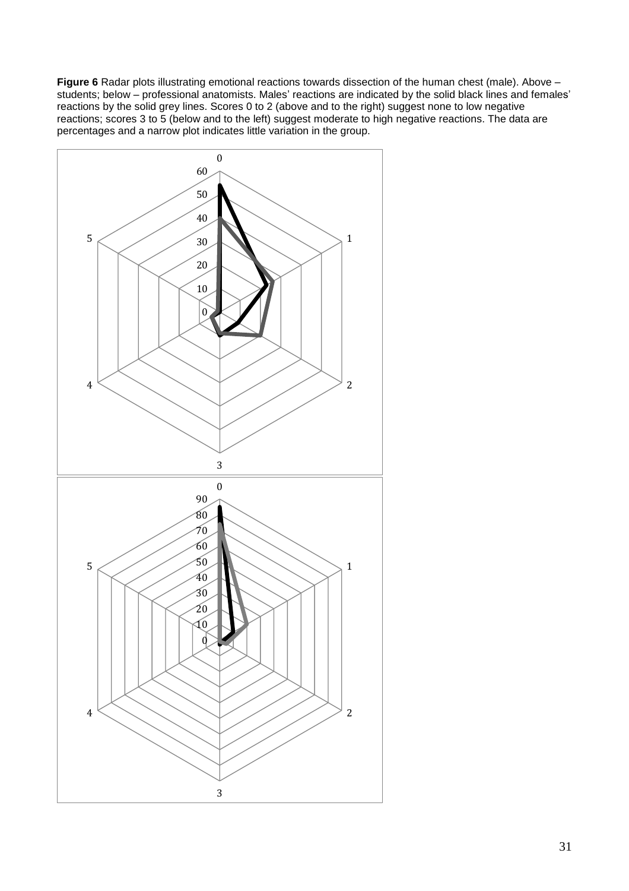**Figure 6** Radar plots illustrating emotional reactions towards dissection of the human chest (male). Above – students; below – professional anatomists. Males' reactions are indicated by the solid black lines and females' reactions by the solid grey lines. Scores 0 to 2 (above and to the right) suggest none to low negative reactions; scores 3 to 5 (below and to the left) suggest moderate to high negative reactions. The data are percentages and a narrow plot indicates little variation in the group.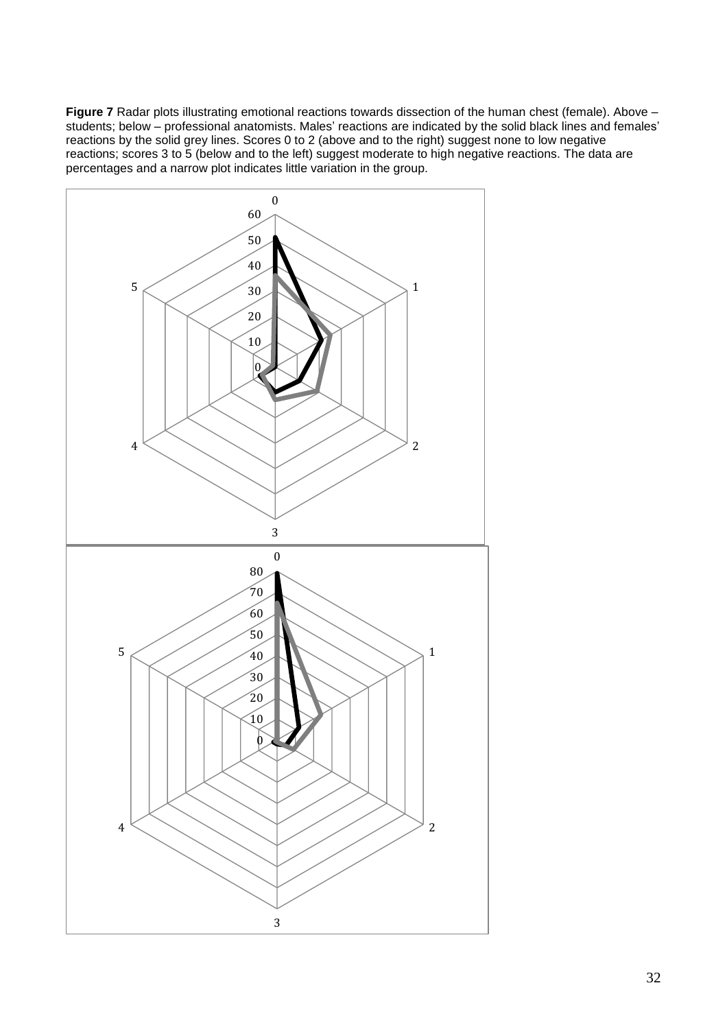**Figure 7** Radar plots illustrating emotional reactions towards dissection of the human chest (female). Above – students; below – professional anatomists. Males' reactions are indicated by the solid black lines and females' reactions by the solid grey lines. Scores 0 to 2 (above and to the right) suggest none to low negative reactions; scores 3 to 5 (below and to the left) suggest moderate to high negative reactions. The data are percentages and a narrow plot indicates little variation in the group.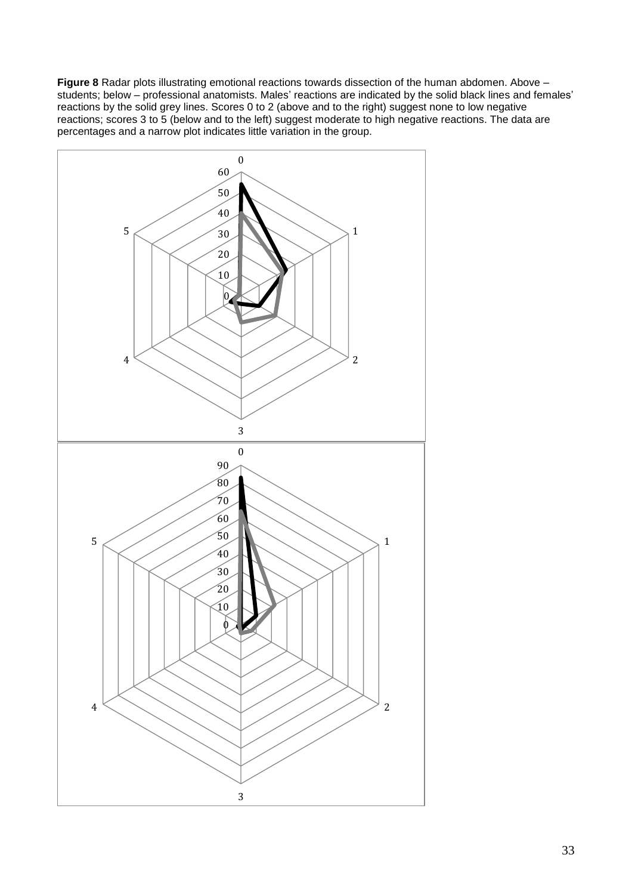**Figure 8** Radar plots illustrating emotional reactions towards dissection of the human abdomen. Above – students; below – professional anatomists. Males' reactions are indicated by the solid black lines and females' reactions by the solid grey lines. Scores 0 to 2 (above and to the right) suggest none to low negative reactions; scores 3 to 5 (below and to the left) suggest moderate to high negative reactions. The data are percentages and a narrow plot indicates little variation in the group.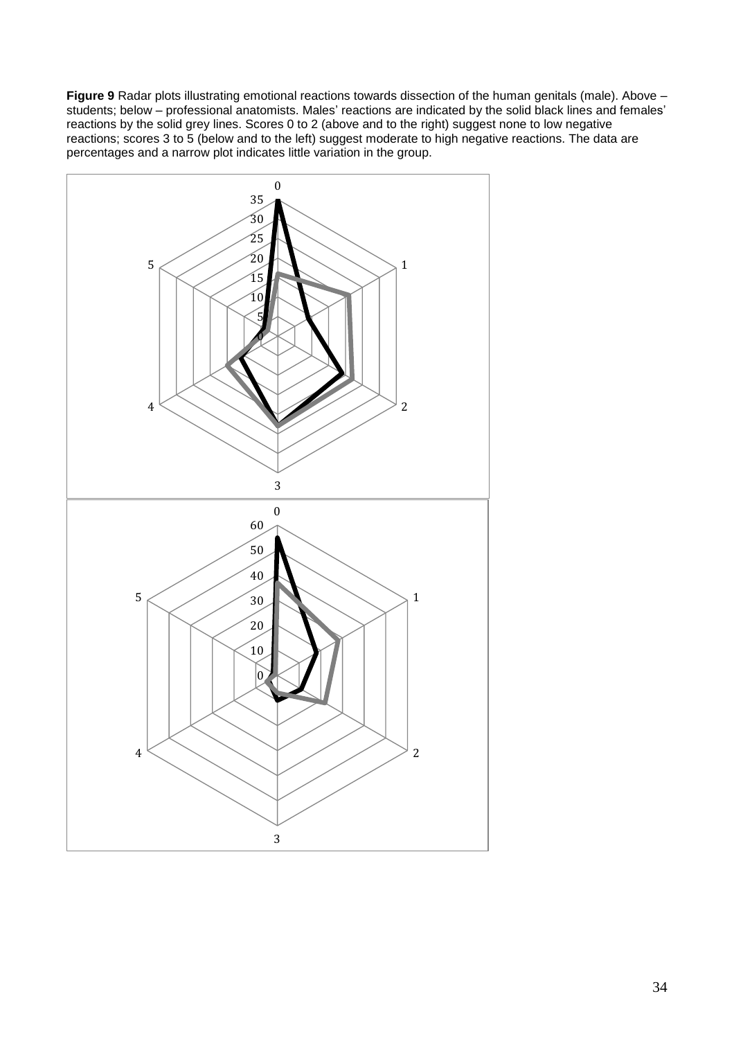**Figure 9** Radar plots illustrating emotional reactions towards dissection of the human genitals (male). Above – students; below – professional anatomists. Males' reactions are indicated by the solid black lines and females' reactions by the solid grey lines. Scores 0 to 2 (above and to the right) suggest none to low negative reactions; scores 3 to 5 (below and to the left) suggest moderate to high negative reactions. The data are percentages and a narrow plot indicates little variation in the group.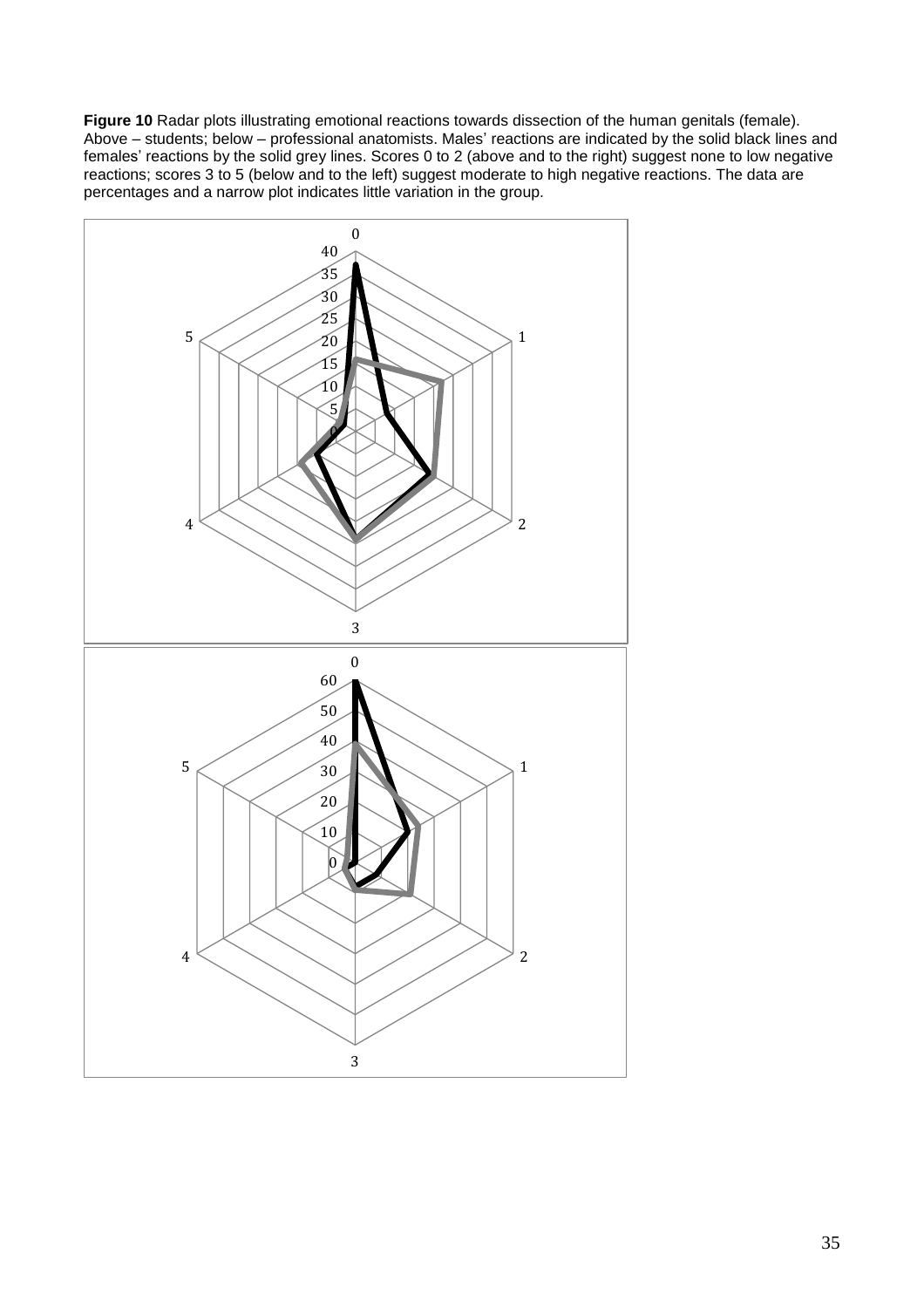**Figure 10** Radar plots illustrating emotional reactions towards dissection of the human genitals (female). Above – students; below – professional anatomists. Males' reactions are indicated by the solid black lines and females' reactions by the solid grey lines. Scores 0 to 2 (above and to the right) suggest none to low negative reactions; scores 3 to 5 (below and to the left) suggest moderate to high negative reactions. The data are percentages and a narrow plot indicates little variation in the group.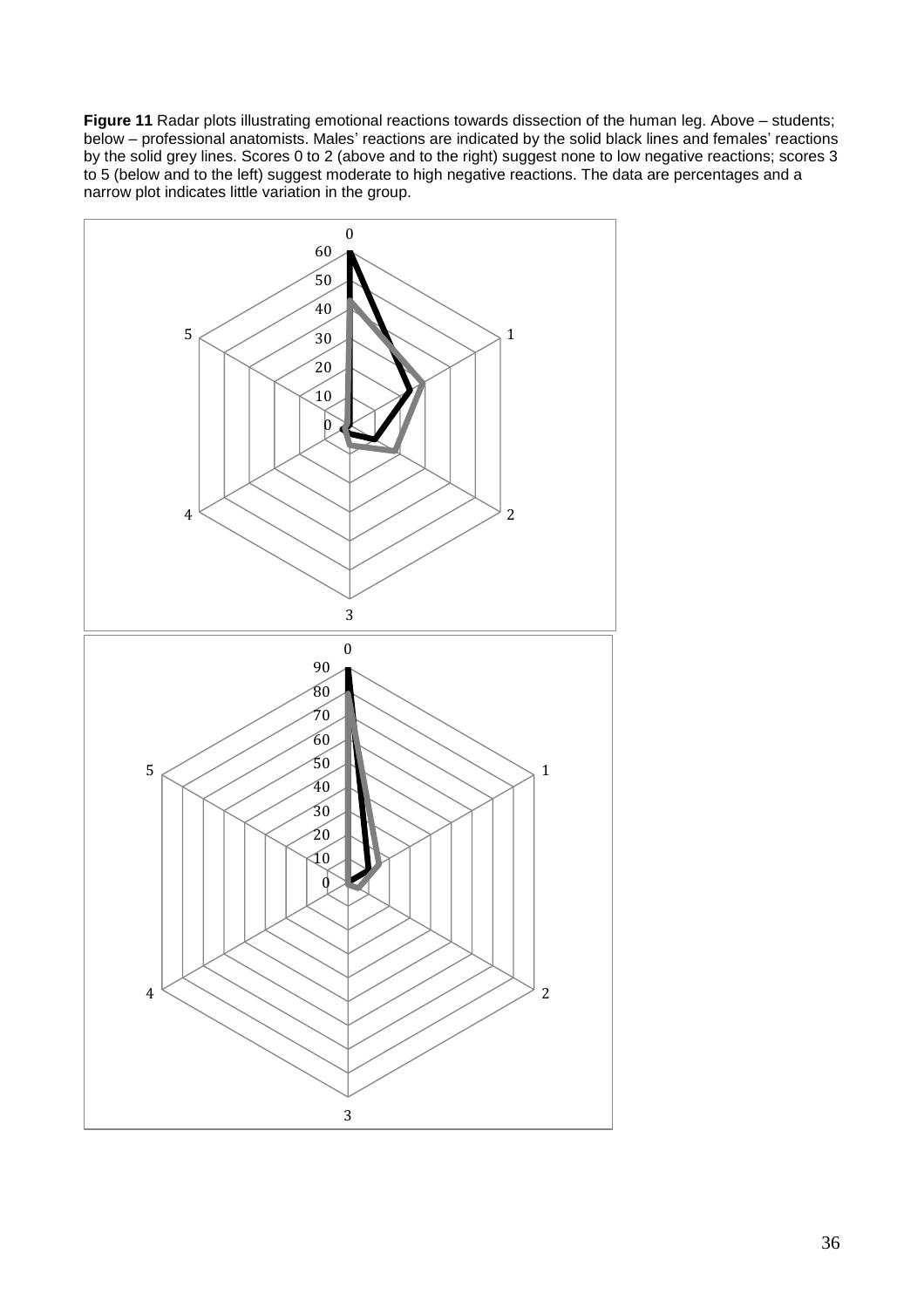**Figure 11** Radar plots illustrating emotional reactions towards dissection of the human leg. Above – students; below – professional anatomists. Males' reactions are indicated by the solid black lines and females' reactions by the solid grey lines. Scores 0 to 2 (above and to the right) suggest none to low negative reactions; scores 3 to 5 (below and to the left) suggest moderate to high negative reactions. The data are percentages and a narrow plot indicates little variation in the group.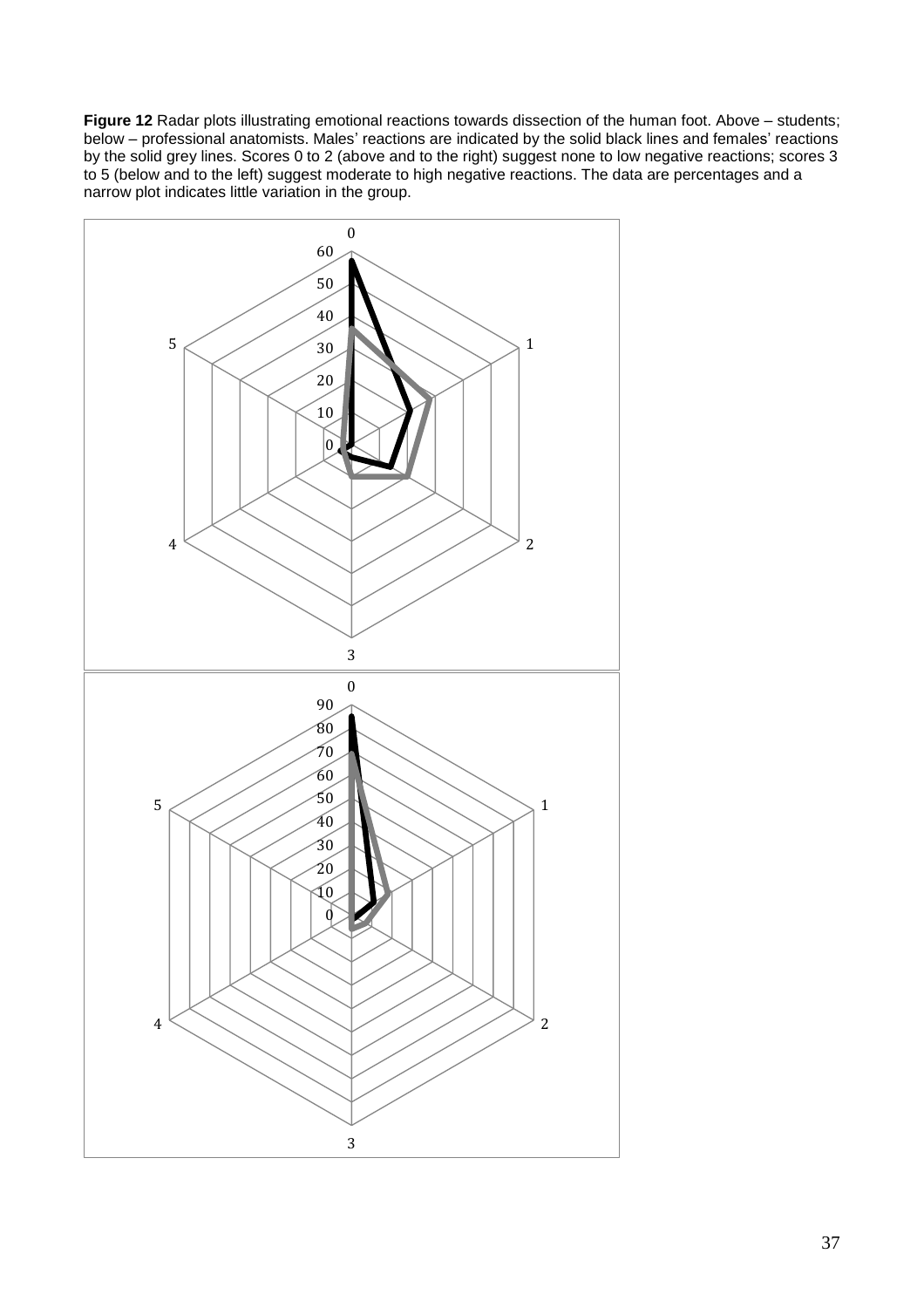**Figure 12** Radar plots illustrating emotional reactions towards dissection of the human foot. Above – students; below – professional anatomists. Males' reactions are indicated by the solid black lines and females' reactions by the solid grey lines. Scores 0 to 2 (above and to the right) suggest none to low negative reactions; scores 3 to 5 (below and to the left) suggest moderate to high negative reactions. The data are percentages and a narrow plot indicates little variation in the group.

0
60
50
40
30
20
10
0
1
2
3
4
5

0
90
80
70
60
50
40
30
20
10
0
1
2
3
4
5